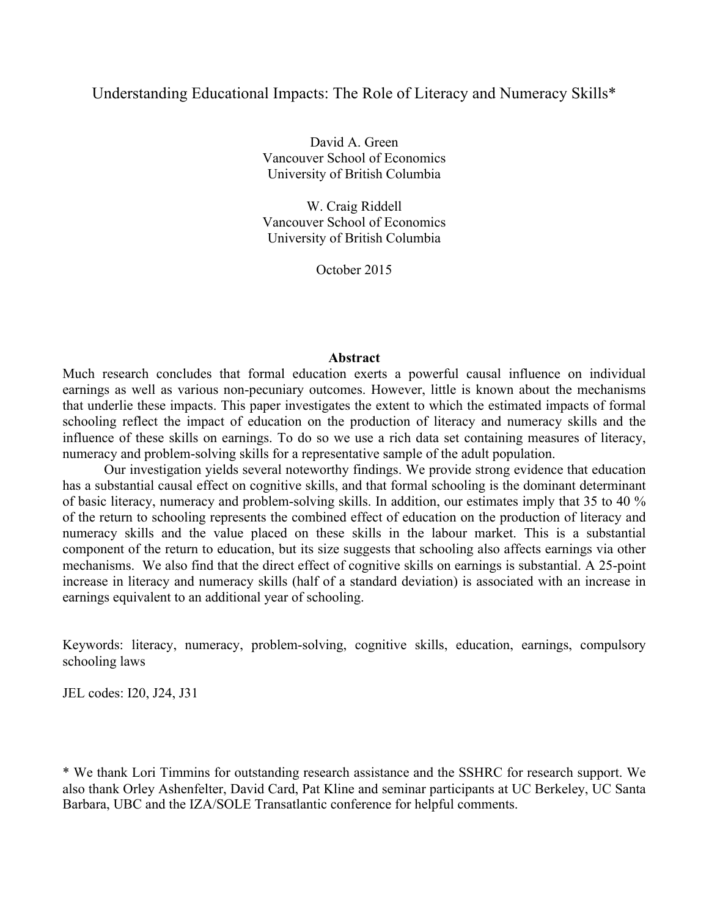# Understanding Educational Impacts: The Role of Literacy and Numeracy Skills*

David A. Green
Vancouver School of Economics
University of British Columbia

W. Craig Riddell
Vancouver School of Economics
University of British Columbia

October 2015

## Abstract

Much research concludes that formal education exerts a powerful causal influence on individual earnings as well as various non-pecuniary outcomes. However, little is known about the mechanisms that underlie these impacts. This paper investigates the extent to which the estimated impacts of formal schooling reflect the impact of education on the production of literacy and numeracy skills and the influence of these skills on earnings. To do so we use a rich data set containing measures of literacy, numeracy and problem-solving skills for a representative sample of the adult population.

Our investigation yields several noteworthy findings. We provide strong evidence that education has a substantial causal effect on cognitive skills, and that formal schooling is the dominant determinant of basic literacy, numeracy and problem-solving skills. In addition, our estimates imply that 35 to 40 % of the return to schooling represents the combined effect of education on the production of literacy and numeracy skills and the value placed on these skills in the labour market. This is a substantial component of the return to education, but its size suggests that schooling also affects earnings via other mechanisms. We also find that the direct effect of cognitive skills on earnings is substantial. A 25-point increase in literacy and numeracy skills (half of a standard deviation) is associated with an increase in earnings equivalent to an additional year of schooling.

Keywords: literacy, numeracy, problem-solving, cognitive skills, education, earnings, compulsory schooling laws

JEL codes: I20, J24, J31

\* We thank Lori Timmins for outstanding research assistance and the SSHRC for research support. We also thank Orley Ashenfelter, David Card, Pat Kline and seminar participants at UC Berkeley, UC Santa Barbara, UBC and the IZA/SOLE Transatlantic conference for helpful comments.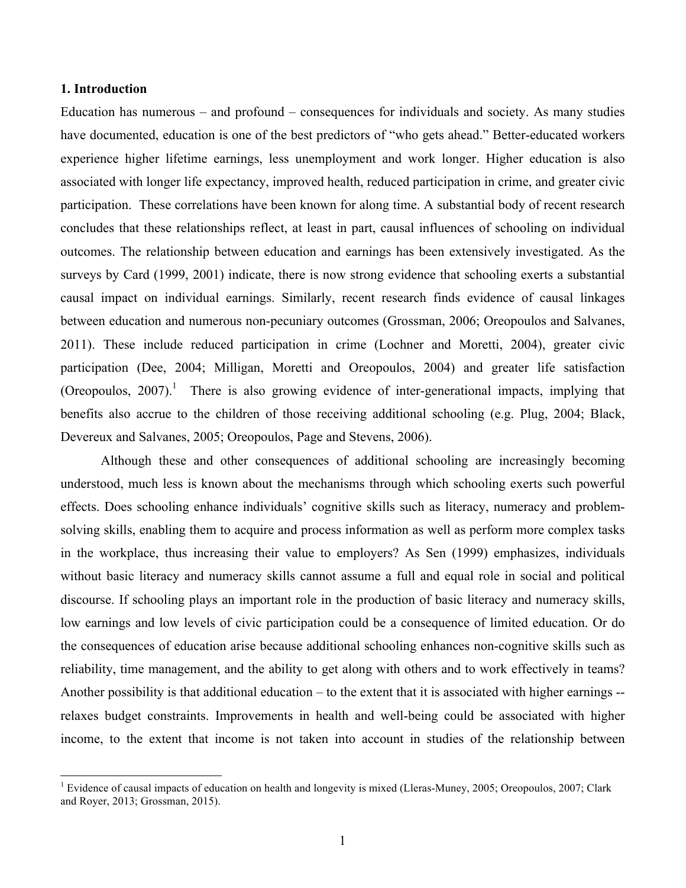## 1. Introduction

Education has numerous – and profound – consequences for individuals and society. As many studies have documented, education is one of the best predictors of "who gets ahead." Better-educated workers experience higher lifetime earnings, less unemployment and work longer. Higher education is also associated with longer life expectancy, improved health, reduced participation in crime, and greater civic participation. These correlations have been known for along time. A substantial body of recent research concludes that these relationships reflect, at least in part, causal influences of schooling on individual outcomes. The relationship between education and earnings has been extensively investigated. As the surveys by Card (1999, 2001) indicate, there is now strong evidence that schooling exerts a substantial causal impact on individual earnings. Similarly, recent research finds evidence of causal linkages between education and numerous non-pecuniary outcomes (Grossman, 2006; Oreopoulos and Salvanes, 2011). These include reduced participation in crime (Lochner and Moretti, 2004), greater civic participation (Dee, 2004; Milligan, Moretti and Oreopoulos, 2004) and greater life satisfaction (Oreopoulos, 2007).[1] There is also growing evidence of inter-generational impacts, implying that benefits also accrue to the children of those receiving additional schooling (e.g. Plug, 2004; Black, Devereux and Salvanes, 2005; Oreopoulos, Page and Stevens, 2006).

Although these and other consequences of additional schooling are increasingly becoming understood, much less is known about the mechanisms through which schooling exerts such powerful effects. Does schooling enhance individuals' cognitive skills such as literacy, numeracy and problem-solving skills, enabling them to acquire and process information as well as perform more complex tasks in the workplace, thus increasing their value to employers? As Sen (1999) emphasizes, individuals without basic literacy and numeracy skills cannot assume a full and equal role in social and political discourse. If schooling plays an important role in the production of basic literacy and numeracy skills, low earnings and low levels of civic participation could be a consequence of limited education. Or do the consequences of education arise because additional schooling enhances non-cognitive skills such as reliability, time management, and the ability to get along with others and to work effectively in teams? Another possibility is that additional education – to the extent that it is associated with higher earnings -- relaxes budget constraints. Improvements in health and well-being could be associated with higher income, to the extent that income is not taken into account in studies of the relationship between

[1] Evidence of causal impacts of education on health and longevity is mixed (Lleras-Muney, 2005; Oreopoulos, 2007; Clark and Royer, 2013; Grossman, 2015).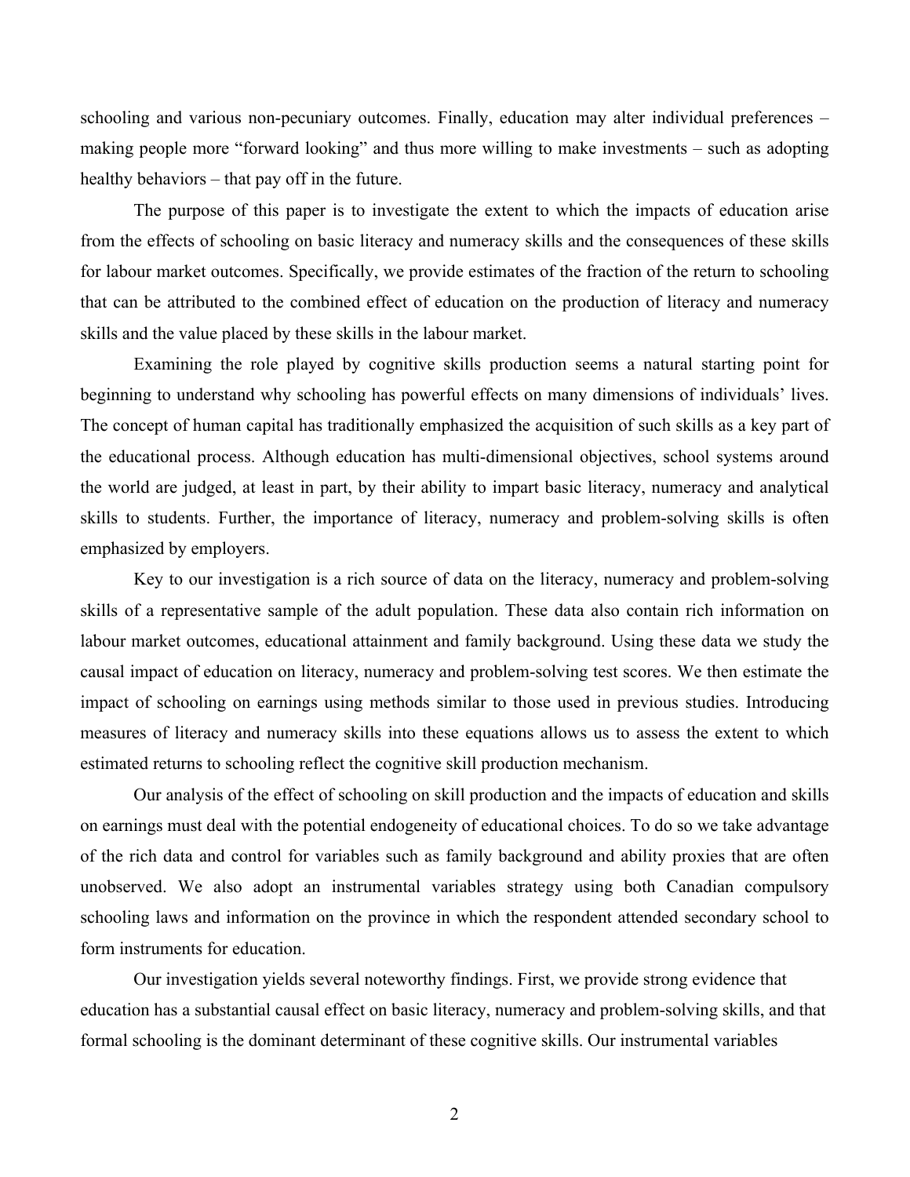schooling and various non-pecuniary outcomes. Finally, education may alter individual preferences – making people more "forward looking" and thus more willing to make investments – such as adopting healthy behaviors – that pay off in the future.

The purpose of this paper is to investigate the extent to which the impacts of education arise from the effects of schooling on basic literacy and numeracy skills and the consequences of these skills for labour market outcomes. Specifically, we provide estimates of the fraction of the return to schooling that can be attributed to the combined effect of education on the production of literacy and numeracy skills and the value placed by these skills in the labour market.

Examining the role played by cognitive skills production seems a natural starting point for beginning to understand why schooling has powerful effects on many dimensions of individuals' lives. The concept of human capital has traditionally emphasized the acquisition of such skills as a key part of the educational process. Although education has multi-dimensional objectives, school systems around the world are judged, at least in part, by their ability to impart basic literacy, numeracy and analytical skills to students. Further, the importance of literacy, numeracy and problem-solving skills is often emphasized by employers.

Key to our investigation is a rich source of data on the literacy, numeracy and problem-solving skills of a representative sample of the adult population. These data also contain rich information on labour market outcomes, educational attainment and family background. Using these data we study the causal impact of education on literacy, numeracy and problem-solving test scores. We then estimate the impact of schooling on earnings using methods similar to those used in previous studies. Introducing measures of literacy and numeracy skills into these equations allows us to assess the extent to which estimated returns to schooling reflect the cognitive skill production mechanism.

Our analysis of the effect of schooling on skill production and the impacts of education and skills on earnings must deal with the potential endogeneity of educational choices. To do so we take advantage of the rich data and control for variables such as family background and ability proxies that are often unobserved. We also adopt an instrumental variables strategy using both Canadian compulsory schooling laws and information on the province in which the respondent attended secondary school to form instruments for education.

Our investigation yields several noteworthy findings. First, we provide strong evidence that education has a substantial causal effect on basic literacy, numeracy and problem-solving skills, and that formal schooling is the dominant determinant of these cognitive skills. Our instrumental variables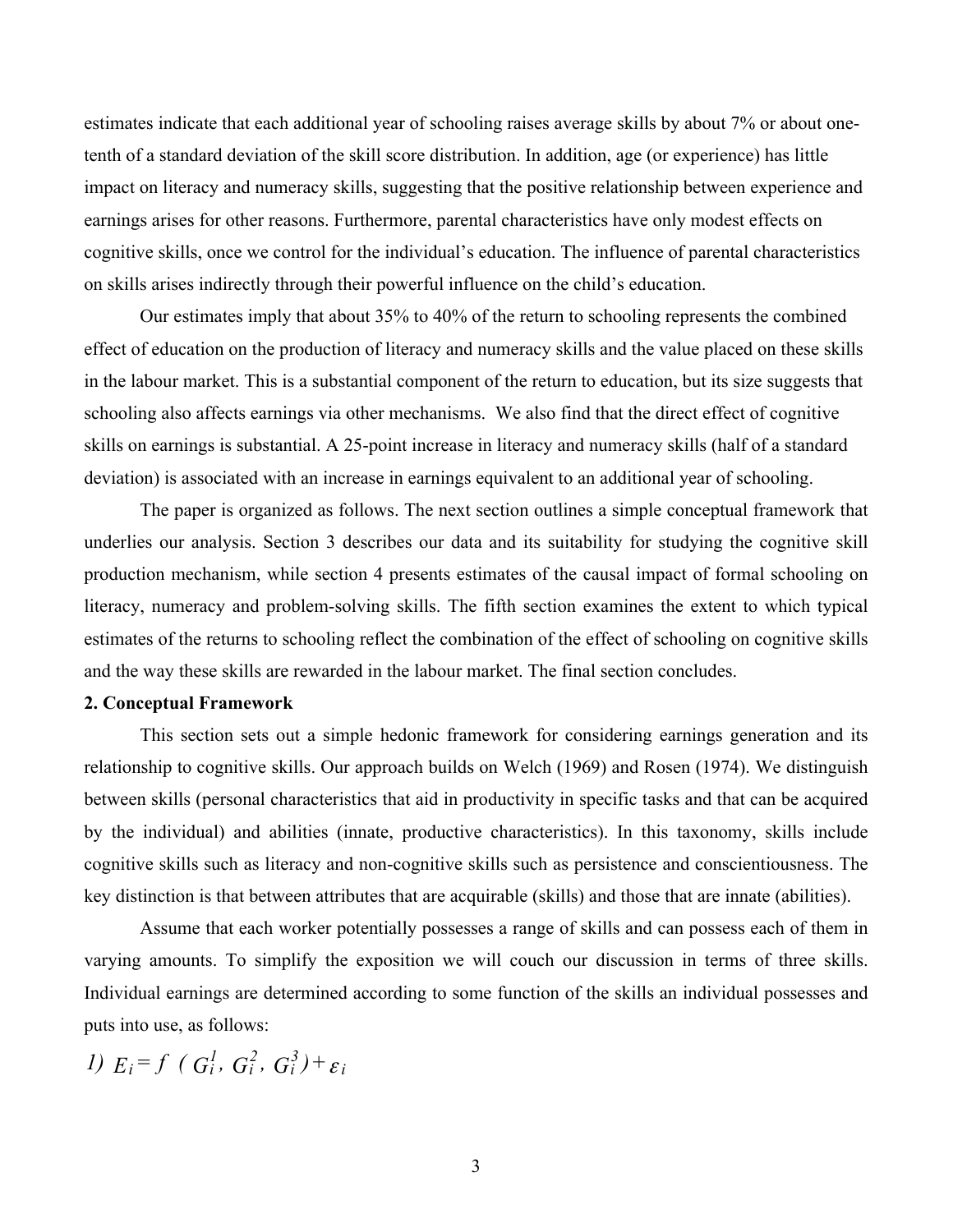estimates indicate that each additional year of schooling raises average skills by about 7% or about one-tenth of a standard deviation of the skill score distribution. In addition, age (or experience) has little impact on literacy and numeracy skills, suggesting that the positive relationship between experience and earnings arises for other reasons. Furthermore, parental characteristics have only modest effects on cognitive skills, once we control for the individual's education. The influence of parental characteristics on skills arises indirectly through their powerful influence on the child's education.

Our estimates imply that about 35% to 40% of the return to schooling represents the combined effect of education on the production of literacy and numeracy skills and the value placed on these skills in the labour market. This is a substantial component of the return to education, but its size suggests that schooling also affects earnings via other mechanisms. We also find that the direct effect of cognitive skills on earnings is substantial. A 25-point increase in literacy and numeracy skills (half of a standard deviation) is associated with an increase in earnings equivalent to an additional year of schooling.

The paper is organized as follows. The next section outlines a simple conceptual framework that underlies our analysis. Section 3 describes our data and its suitability for studying the cognitive skill production mechanism, while section 4 presents estimates of the causal impact of formal schooling on literacy, numeracy and problem-solving skills. The fifth section examines the extent to which typical estimates of the returns to schooling reflect the combination of the effect of schooling on cognitive skills and the way these skills are rewarded in the labour market. The final section concludes.

## 2. Conceptual Framework

This section sets out a simple hedonic framework for considering earnings generation and its relationship to cognitive skills. Our approach builds on Welch (1969) and Rosen (1974). We distinguish between skills (personal characteristics that aid in productivity in specific tasks and that can be acquired by the individual) and abilities (innate, productive characteristics). In this taxonomy, skills include cognitive skills such as literacy and non-cognitive skills such as persistence and conscientiousness. The key distinction is that between attributes that are acquirable (skills) and those that are innate (abilities).

Assume that each worker potentially possesses a range of skills and can possess each of them in varying amounts. To simplify the exposition we will couch our discussion in terms of three skills. Individual earnings are determined according to some function of the skills an individual possesses and puts into use, as follows:

$$1) \quad E_i = f\,(G_i^1, G_i^2, G_i^3) + \varepsilon_i$$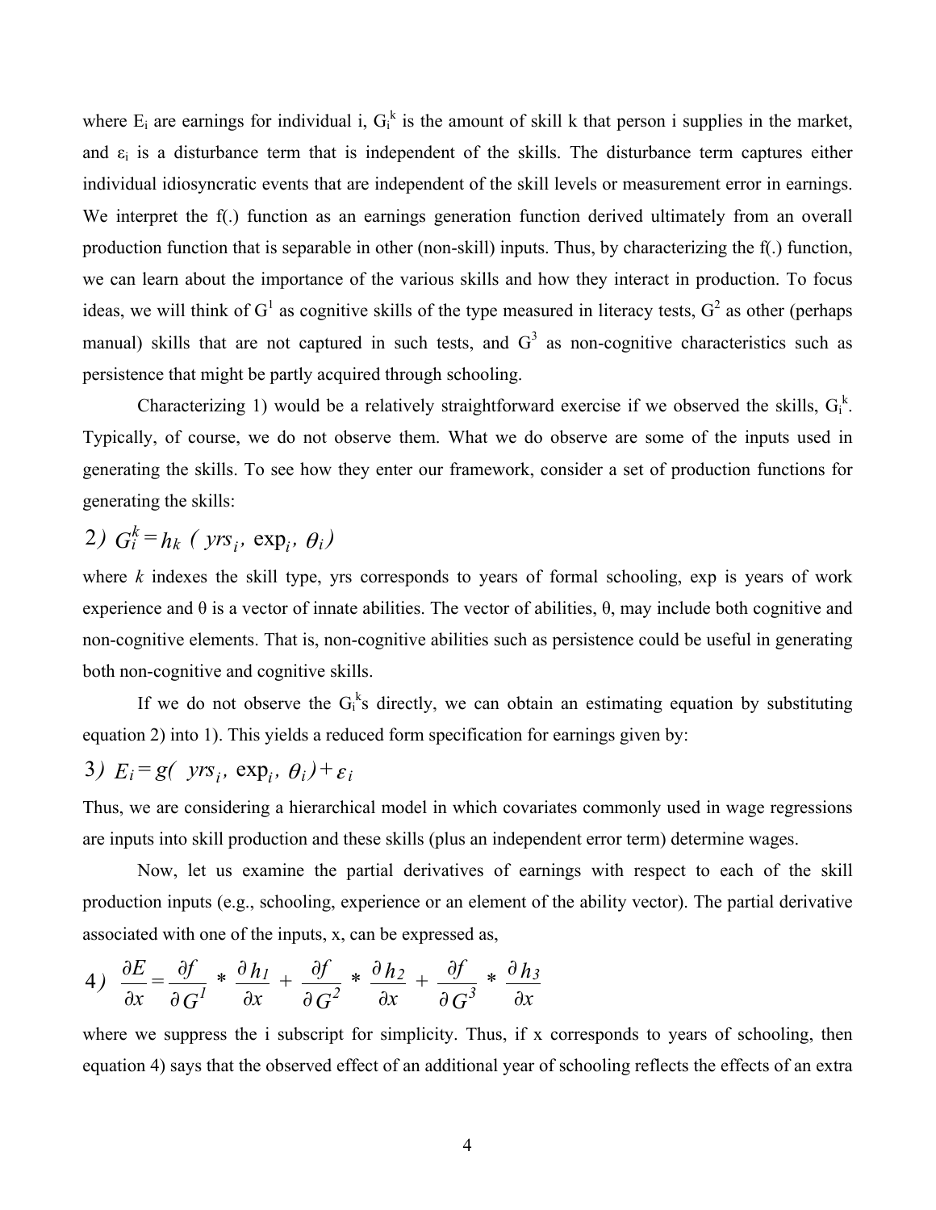where $E_i$ are earnings for individual i, $G_i^k$ is the amount of skill k that person i supplies in the market, and $\varepsilon_i$ is a disturbance term that is independent of the skills. The disturbance term captures either individual idiosyncratic events that are independent of the skill levels or measurement error in earnings. We interpret the f(.) function as an earnings generation function derived ultimately from an overall production function that is separable in other (non-skill) inputs. Thus, by characterizing the f(.) function, we can learn about the importance of the various skills and how they interact in production. To focus ideas, we will think of $G^1$ as cognitive skills of the type measured in literacy tests, $G^2$ as other (perhaps manual) skills that are not captured in such tests, and $G^3$ as non-cognitive characteristics such as persistence that might be partly acquired through schooling.

Characterizing 1) would be a relatively straightforward exercise if we observed the skills, $G_i^k$. Typically, of course, we do not observe them. What we do observe are some of the inputs used in generating the skills. To see how they enter our framework, consider a set of production functions for generating the skills:

$$2)\ G_i^k = h_k\ (\ yrs_i,\ \exp_i,\ \theta_i)$$

where *k* indexes the skill type, yrs corresponds to years of formal schooling, exp is years of work experience and θ is a vector of innate abilities. The vector of abilities, θ, may include both cognitive and non-cognitive elements. That is, non-cognitive abilities such as persistence could be useful in generating both non-cognitive and cognitive skills.

If we do not observe the $G_i^k$s directly, we can obtain an estimating equation by substituting equation 2) into 1). This yields a reduced form specification for earnings given by:

$$3)\ E_i = g(\ yrs_i,\ \exp_i,\ \theta_i) + \varepsilon_i$$

Thus, we are considering a hierarchical model in which covariates commonly used in wage regressions are inputs into skill production and these skills (plus an independent error term) determine wages.

Now, let us examine the partial derivatives of earnings with respect to each of the skill production inputs (e.g., schooling, experience or an element of the ability vector). The partial derivative associated with one of the inputs, x, can be expressed as,

$$4)\ \frac{\partial E}{\partial x} = \frac{\partial f}{\partial G^1} * \frac{\partial h_1}{\partial x} + \frac{\partial f}{\partial G^2} * \frac{\partial h_2}{\partial x} + \frac{\partial f}{\partial G^3} * \frac{\partial h_3}{\partial x}$$

where we suppress the i subscript for simplicity. Thus, if x corresponds to years of schooling, then equation 4) says that the observed effect of an additional year of schooling reflects the effects of an extra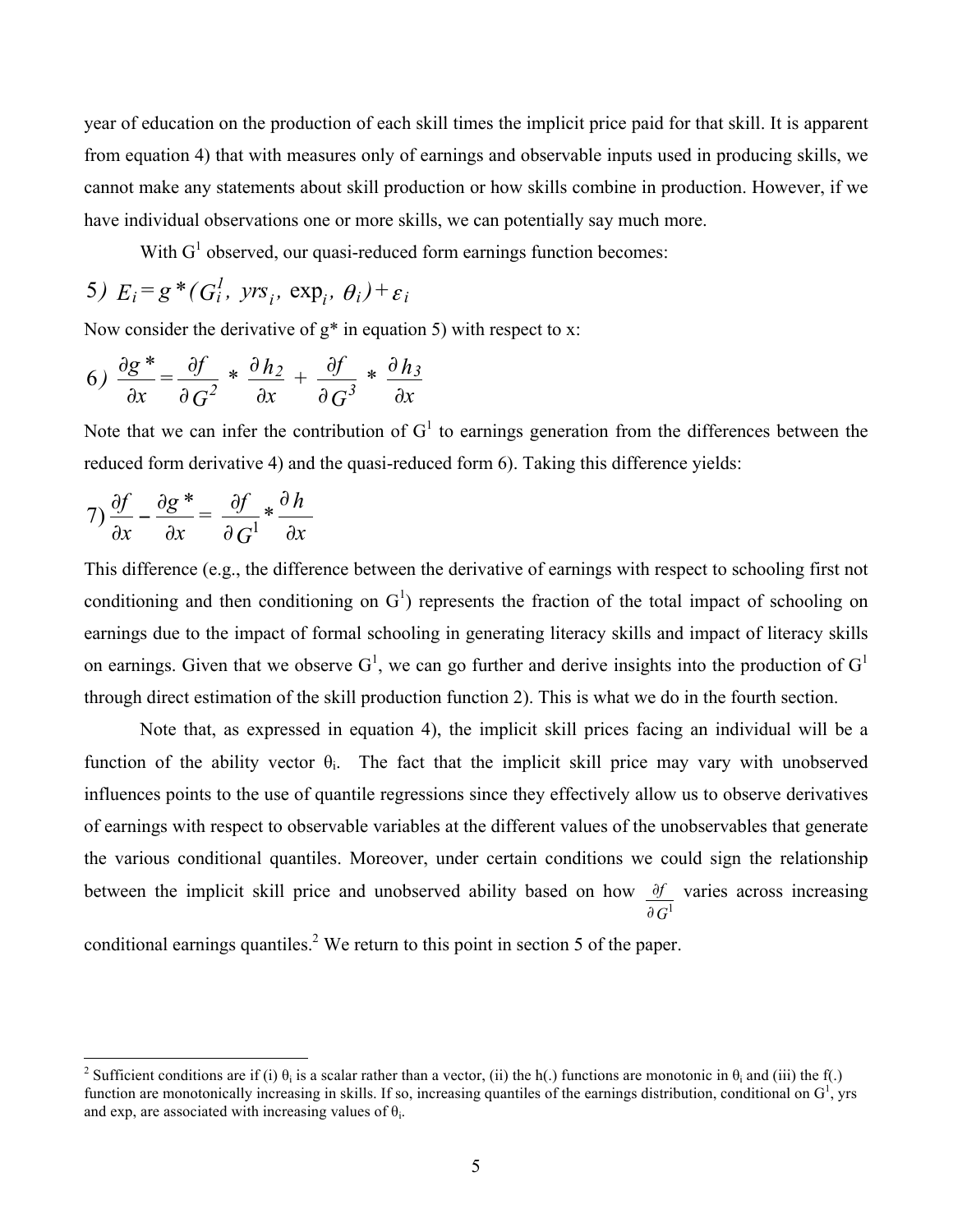year of education on the production of each skill times the implicit price paid for that skill. It is apparent from equation 4) that with measures only of earnings and observable inputs used in producing skills, we cannot make any statements about skill production or how skills combine in production. However, if we have individual observations one or more skills, we can potentially say much more.

With $G^1$ observed, our quasi-reduced form earnings function becomes:

$$5)\ E_i = g^*(G_i^1,\ yrs_i,\ \exp_i,\ \theta_i) + \varepsilon_i$$

Now consider the derivative of g* in equation 5) with respect to x:

$$6)\ \frac{\partial g^*}{\partial x} = \frac{\partial f}{\partial G^2} * \frac{\partial h_2}{\partial x} + \frac{\partial f}{\partial G^3} * \frac{\partial h_3}{\partial x}$$

Note that we can infer the contribution of $G^1$ to earnings generation from the differences between the reduced form derivative 4) and the quasi-reduced form 6). Taking this difference yields:

$$7)\ \frac{\partial f}{\partial x} - \frac{\partial g^*}{\partial x} = \frac{\partial f}{\partial G^1} * \frac{\partial h}{\partial x}$$

This difference (e.g., the difference between the derivative of earnings with respect to schooling first not conditioning and then conditioning on $G^1$) represents the fraction of the total impact of schooling on earnings due to the impact of formal schooling in generating literacy skills and impact of literacy skills on earnings. Given that we observe $G^1$, we can go further and derive insights into the production of $G^1$ through direct estimation of the skill production function 2). This is what we do in the fourth section.

Note that, as expressed in equation 4), the implicit skill prices facing an individual will be a function of the ability vector $\theta_i$. The fact that the implicit skill price may vary with unobserved influences points to the use of quantile regressions since they effectively allow us to observe derivatives of earnings with respect to observable variables at the different values of the unobservables that generate the various conditional quantiles. Moreover, under certain conditions we could sign the relationship between the implicit skill price and unobserved ability based on how $\frac{\partial f}{\partial G^1}$ varies across increasing conditional earnings quantiles.[2] We return to this point in section 5 of the paper.

[2] Sufficient conditions are if (i) $\theta_i$ is a scalar rather than a vector, (ii) the h(.) functions are monotonic in $\theta_i$ and (iii) the f(.) function are monotonically increasing in skills. If so, increasing quantiles of the earnings distribution, conditional on $G^1$, yrs and exp, are associated with increasing values of $\theta_i$.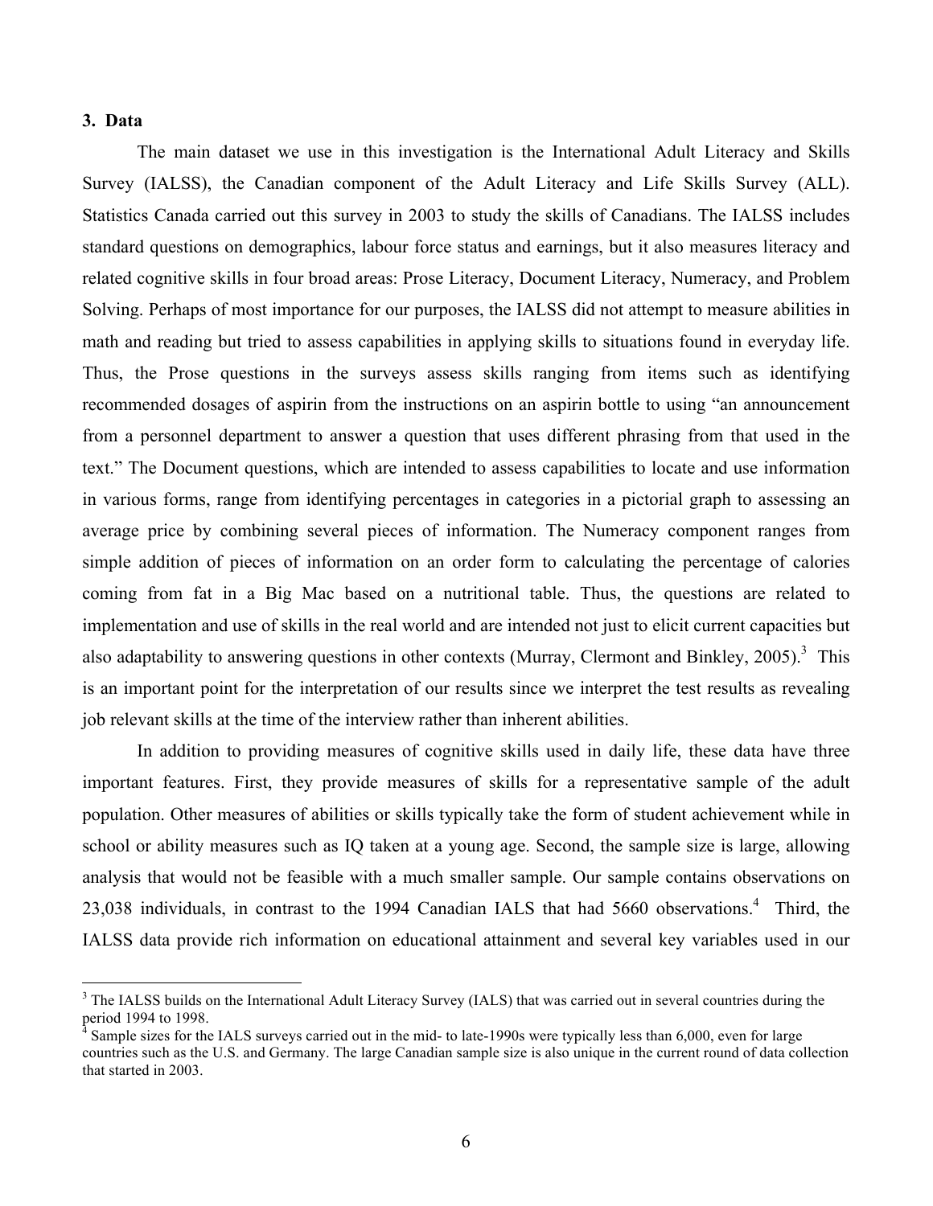## 3. Data

The main dataset we use in this investigation is the International Adult Literacy and Skills Survey (IALSS), the Canadian component of the Adult Literacy and Life Skills Survey (ALL). Statistics Canada carried out this survey in 2003 to study the skills of Canadians. The IALSS includes standard questions on demographics, labour force status and earnings, but it also measures literacy and related cognitive skills in four broad areas: Prose Literacy, Document Literacy, Numeracy, and Problem Solving. Perhaps of most importance for our purposes, the IALSS did not attempt to measure abilities in math and reading but tried to assess capabilities in applying skills to situations found in everyday life. Thus, the Prose questions in the surveys assess skills ranging from items such as identifying recommended dosages of aspirin from the instructions on an aspirin bottle to using "an announcement from a personnel department to answer a question that uses different phrasing from that used in the text." The Document questions, which are intended to assess capabilities to locate and use information in various forms, range from identifying percentages in categories in a pictorial graph to assessing an average price by combining several pieces of information. The Numeracy component ranges from simple addition of pieces of information on an order form to calculating the percentage of calories coming from fat in a Big Mac based on a nutritional table. Thus, the questions are related to implementation and use of skills in the real world and are intended not just to elicit current capacities but also adaptability to answering questions in other contexts (Murray, Clermont and Binkley, 2005).[3] This is an important point for the interpretation of our results since we interpret the test results as revealing job relevant skills at the time of the interview rather than inherent abilities.

In addition to providing measures of cognitive skills used in daily life, these data have three important features. First, they provide measures of skills for a representative sample of the adult population. Other measures of abilities or skills typically take the form of student achievement while in school or ability measures such as IQ taken at a young age. Second, the sample size is large, allowing analysis that would not be feasible with a much smaller sample. Our sample contains observations on 23,038 individuals, in contrast to the 1994 Canadian IALS that had 5660 observations.[4] Third, the IALSS data provide rich information on educational attainment and several key variables used in our

---

[3] The IALSS builds on the International Adult Literacy Survey (IALS) that was carried out in several countries during the period 1994 to 1998.

[4] Sample sizes for the IALS surveys carried out in the mid- to late-1990s were typically less than 6,000, even for large countries such as the U.S. and Germany. The large Canadian sample size is also unique in the current round of data collection that started in 2003.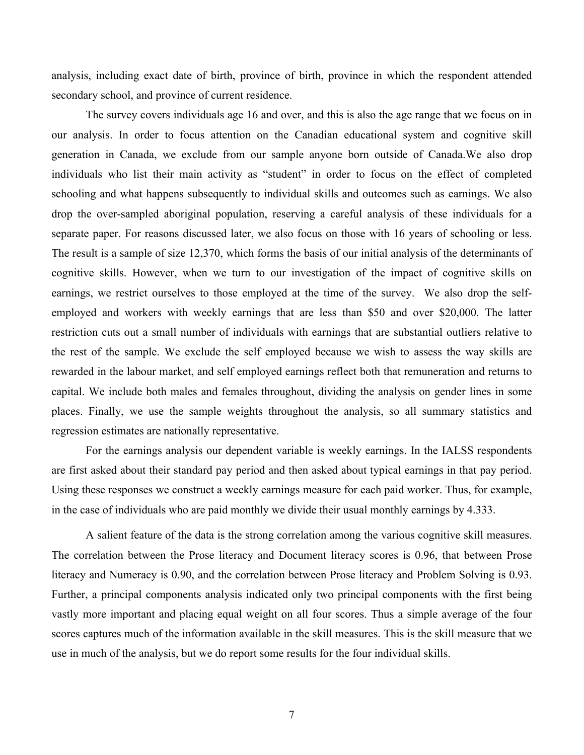analysis, including exact date of birth, province of birth, province in which the respondent attended secondary school, and province of current residence.

The survey covers individuals age 16 and over, and this is also the age range that we focus on in our analysis. In order to focus attention on the Canadian educational system and cognitive skill generation in Canada, we exclude from our sample anyone born outside of Canada.We also drop individuals who list their main activity as "student" in order to focus on the effect of completed schooling and what happens subsequently to individual skills and outcomes such as earnings. We also drop the over-sampled aboriginal population, reserving a careful analysis of these individuals for a separate paper. For reasons discussed later, we also focus on those with 16 years of schooling or less. The result is a sample of size 12,370, which forms the basis of our initial analysis of the determinants of cognitive skills. However, when we turn to our investigation of the impact of cognitive skills on earnings, we restrict ourselves to those employed at the time of the survey. We also drop the self-employed and workers with weekly earnings that are less than \$50 and over \$20,000. The latter restriction cuts out a small number of individuals with earnings that are substantial outliers relative to the rest of the sample. We exclude the self employed because we wish to assess the way skills are rewarded in the labour market, and self employed earnings reflect both that remuneration and returns to capital. We include both males and females throughout, dividing the analysis on gender lines in some places. Finally, we use the sample weights throughout the analysis, so all summary statistics and regression estimates are nationally representative.

For the earnings analysis our dependent variable is weekly earnings. In the IALSS respondents are first asked about their standard pay period and then asked about typical earnings in that pay period. Using these responses we construct a weekly earnings measure for each paid worker. Thus, for example, in the case of individuals who are paid monthly we divide their usual monthly earnings by 4.333.

A salient feature of the data is the strong correlation among the various cognitive skill measures. The correlation between the Prose literacy and Document literacy scores is 0.96, that between Prose literacy and Numeracy is 0.90, and the correlation between Prose literacy and Problem Solving is 0.93. Further, a principal components analysis indicated only two principal components with the first being vastly more important and placing equal weight on all four scores. Thus a simple average of the four scores captures much of the information available in the skill measures. This is the skill measure that we use in much of the analysis, but we do report some results for the four individual skills.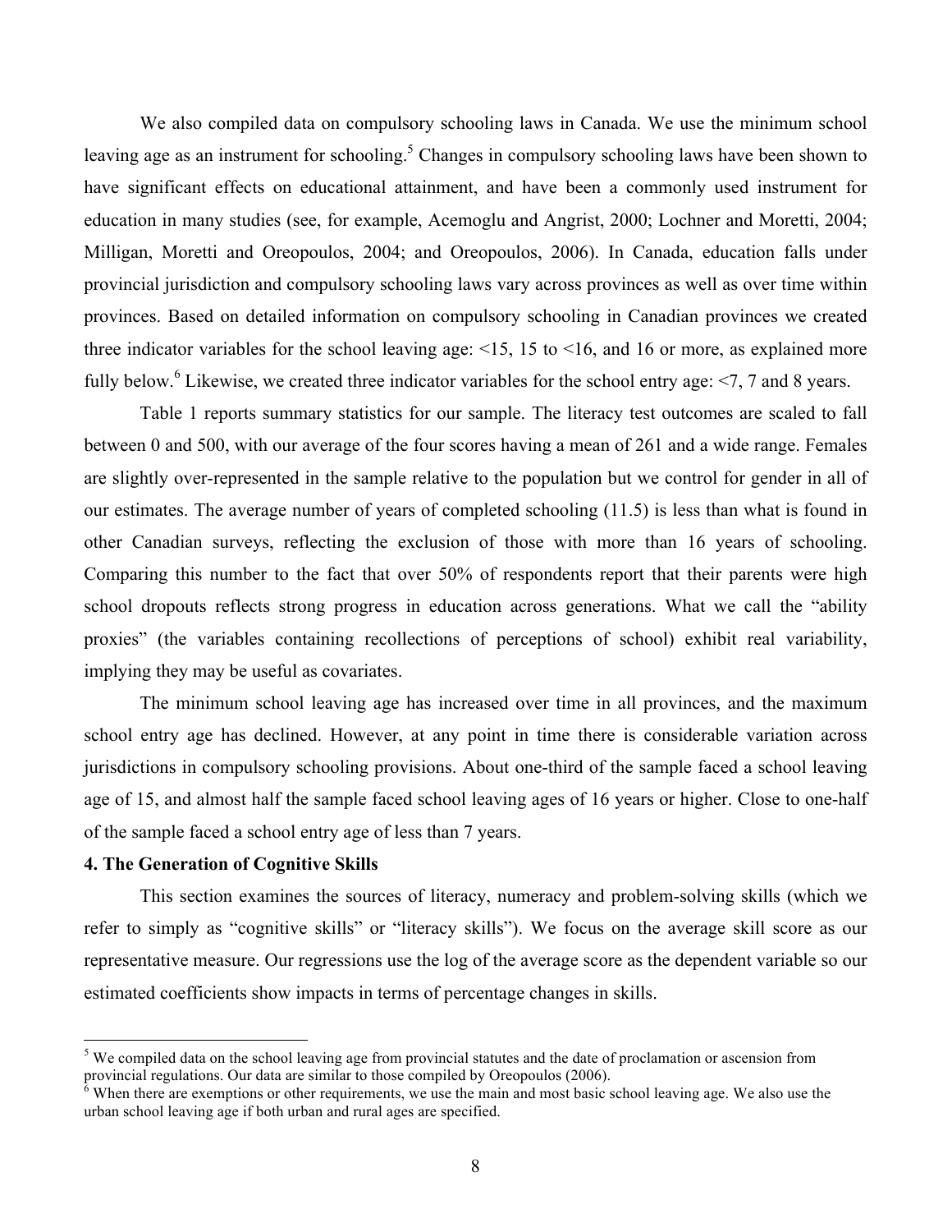We also compiled data on compulsory schooling laws in Canada. We use the minimum school leaving age as an instrument for schooling.[5] Changes in compulsory schooling laws have been shown to have significant effects on educational attainment, and have been a commonly used instrument for education in many studies (see, for example, Acemoglu and Angrist, 2000; Lochner and Moretti, 2004; Milligan, Moretti and Oreopoulos, 2004; and Oreopoulos, 2006). In Canada, education falls under provincial jurisdiction and compulsory schooling laws vary across provinces as well as over time within provinces. Based on detailed information on compulsory schooling in Canadian provinces we created three indicator variables for the school leaving age: <15, 15 to <16, and 16 or more, as explained more fully below.[6] Likewise, we created three indicator variables for the school entry age: <7, 7 and 8 years.

Table 1 reports summary statistics for our sample. The literacy test outcomes are scaled to fall between 0 and 500, with our average of the four scores having a mean of 261 and a wide range. Females are slightly over-represented in the sample relative to the population but we control for gender in all of our estimates. The average number of years of completed schooling (11.5) is less than what is found in other Canadian surveys, reflecting the exclusion of those with more than 16 years of schooling. Comparing this number to the fact that over 50% of respondents report that their parents were high school dropouts reflects strong progress in education across generations. What we call the "ability proxies" (the variables containing recollections of perceptions of school) exhibit real variability, implying they may be useful as covariates.

The minimum school leaving age has increased over time in all provinces, and the maximum school entry age has declined. However, at any point in time there is considerable variation across jurisdictions in compulsory schooling provisions. About one-third of the sample faced a school leaving age of 15, and almost half the sample faced school leaving ages of 16 years or higher. Close to one-half of the sample faced a school entry age of less than 7 years.

**4. The Generation of Cognitive Skills**

This section examines the sources of literacy, numeracy and problem-solving skills (which we refer to simply as "cognitive skills" or "literacy skills"). We focus on the average skill score as our representative measure. Our regressions use the log of the average score as the dependent variable so our estimated coefficients show impacts in terms of percentage changes in skills.

[5] We compiled data on the school leaving age from provincial statutes and the date of proclamation or ascension from provincial regulations. Our data are similar to those compiled by Oreopoulos (2006).

[6] When there are exemptions or other requirements, we use the main and most basic school leaving age. We also use the urban school leaving age if both urban and rural ages are specified.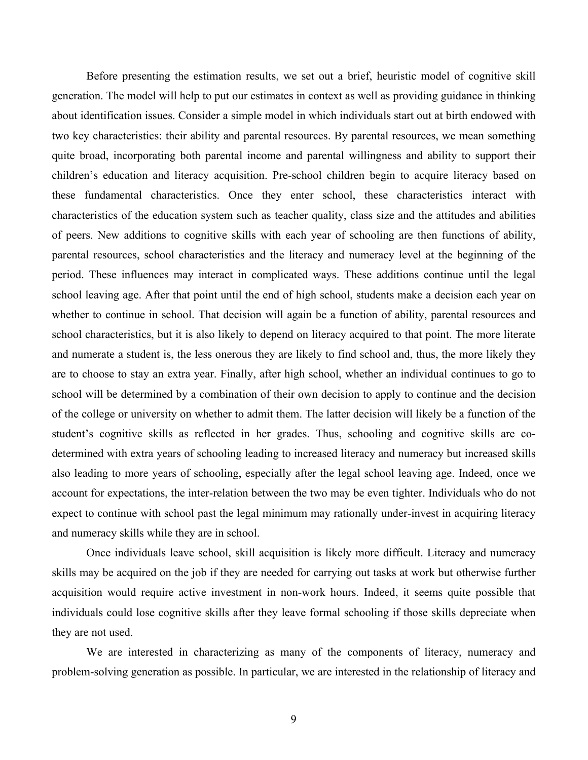Before presenting the estimation results, we set out a brief, heuristic model of cognitive skill generation. The model will help to put our estimates in context as well as providing guidance in thinking about identification issues. Consider a simple model in which individuals start out at birth endowed with two key characteristics: their ability and parental resources. By parental resources, we mean something quite broad, incorporating both parental income and parental willingness and ability to support their children's education and literacy acquisition. Pre-school children begin to acquire literacy based on these fundamental characteristics. Once they enter school, these characteristics interact with characteristics of the education system such as teacher quality, class size and the attitudes and abilities of peers. New additions to cognitive skills with each year of schooling are then functions of ability, parental resources, school characteristics and the literacy and numeracy level at the beginning of the period. These influences may interact in complicated ways. These additions continue until the legal school leaving age. After that point until the end of high school, students make a decision each year on whether to continue in school. That decision will again be a function of ability, parental resources and school characteristics, but it is also likely to depend on literacy acquired to that point. The more literate and numerate a student is, the less onerous they are likely to find school and, thus, the more likely they are to choose to stay an extra year. Finally, after high school, whether an individual continues to go to school will be determined by a combination of their own decision to apply to continue and the decision of the college or university on whether to admit them. The latter decision will likely be a function of the student's cognitive skills as reflected in her grades. Thus, schooling and cognitive skills are co-determined with extra years of schooling leading to increased literacy and numeracy but increased skills also leading to more years of schooling, especially after the legal school leaving age. Indeed, once we account for expectations, the inter-relation between the two may be even tighter. Individuals who do not expect to continue with school past the legal minimum may rationally under-invest in acquiring literacy and numeracy skills while they are in school.

Once individuals leave school, skill acquisition is likely more difficult. Literacy and numeracy skills may be acquired on the job if they are needed for carrying out tasks at work but otherwise further acquisition would require active investment in non-work hours. Indeed, it seems quite possible that individuals could lose cognitive skills after they leave formal schooling if those skills depreciate when they are not used.

We are interested in characterizing as many of the components of literacy, numeracy and problem-solving generation as possible. In particular, we are interested in the relationship of literacy and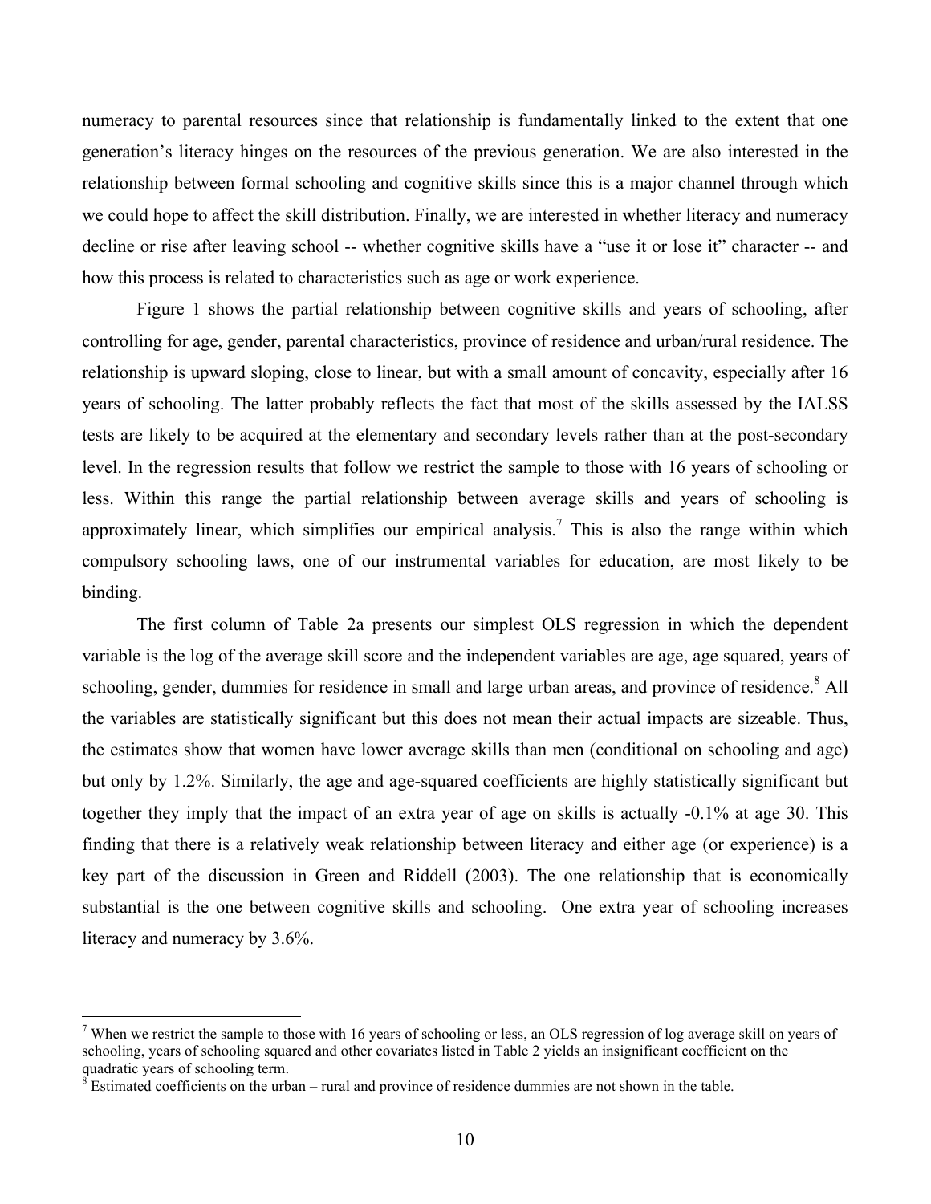numeracy to parental resources since that relationship is fundamentally linked to the extent that one generation's literacy hinges on the resources of the previous generation. We are also interested in the relationship between formal schooling and cognitive skills since this is a major channel through which we could hope to affect the skill distribution. Finally, we are interested in whether literacy and numeracy decline or rise after leaving school -- whether cognitive skills have a "use it or lose it" character -- and how this process is related to characteristics such as age or work experience.

Figure 1 shows the partial relationship between cognitive skills and years of schooling, after controlling for age, gender, parental characteristics, province of residence and urban/rural residence. The relationship is upward sloping, close to linear, but with a small amount of concavity, especially after 16 years of schooling. The latter probably reflects the fact that most of the skills assessed by the IALSS tests are likely to be acquired at the elementary and secondary levels rather than at the post-secondary level. In the regression results that follow we restrict the sample to those with 16 years of schooling or less. Within this range the partial relationship between average skills and years of schooling is approximately linear, which simplifies our empirical analysis.[7] This is also the range within which compulsory schooling laws, one of our instrumental variables for education, are most likely to be binding.

The first column of Table 2a presents our simplest OLS regression in which the dependent variable is the log of the average skill score and the independent variables are age, age squared, years of schooling, gender, dummies for residence in small and large urban areas, and province of residence.[8] All the variables are statistically significant but this does not mean their actual impacts are sizeable. Thus, the estimates show that women have lower average skills than men (conditional on schooling and age) but only by 1.2%. Similarly, the age and age-squared coefficients are highly statistically significant but together they imply that the impact of an extra year of age on skills is actually -0.1% at age 30. This finding that there is a relatively weak relationship between literacy and either age (or experience) is a key part of the discussion in Green and Riddell (2003). The one relationship that is economically substantial is the one between cognitive skills and schooling. One extra year of schooling increases literacy and numeracy by 3.6%.

---

[7] When we restrict the sample to those with 16 years of schooling or less, an OLS regression of log average skill on years of schooling, years of schooling squared and other covariates listed in Table 2 yields an insignificant coefficient on the quadratic years of schooling term.

[8] Estimated coefficients on the urban – rural and province of residence dummies are not shown in the table.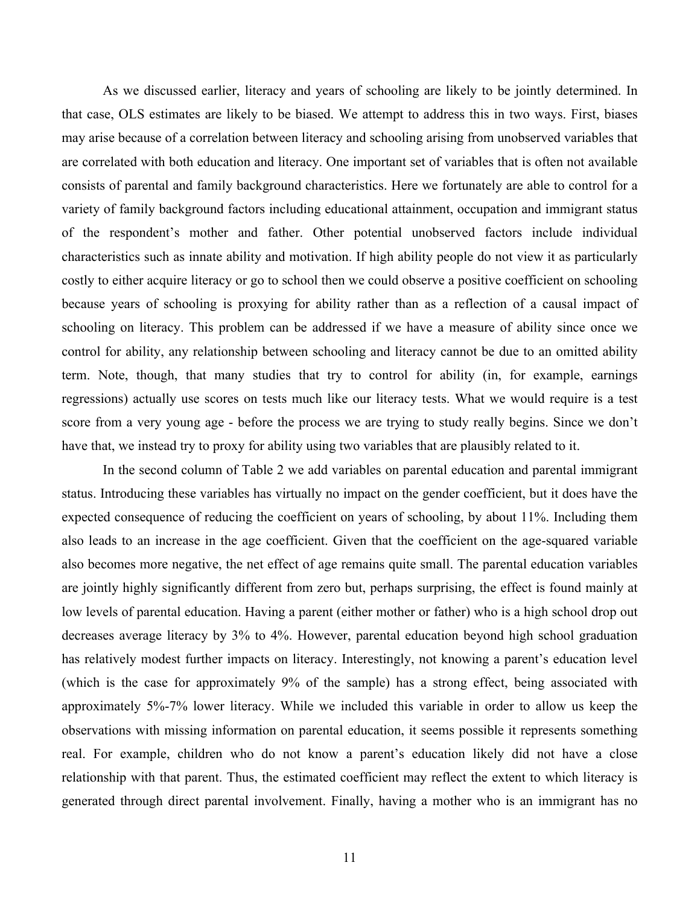As we discussed earlier, literacy and years of schooling are likely to be jointly determined. In that case, OLS estimates are likely to be biased. We attempt to address this in two ways. First, biases may arise because of a correlation between literacy and schooling arising from unobserved variables that are correlated with both education and literacy. One important set of variables that is often not available consists of parental and family background characteristics. Here we fortunately are able to control for a variety of family background factors including educational attainment, occupation and immigrant status of the respondent's mother and father. Other potential unobserved factors include individual characteristics such as innate ability and motivation. If high ability people do not view it as particularly costly to either acquire literacy or go to school then we could observe a positive coefficient on schooling because years of schooling is proxying for ability rather than as a reflection of a causal impact of schooling on literacy. This problem can be addressed if we have a measure of ability since once we control for ability, any relationship between schooling and literacy cannot be due to an omitted ability term. Note, though, that many studies that try to control for ability (in, for example, earnings regressions) actually use scores on tests much like our literacy tests. What we would require is a test score from a very young age - before the process we are trying to study really begins. Since we don't have that, we instead try to proxy for ability using two variables that are plausibly related to it.

In the second column of Table 2 we add variables on parental education and parental immigrant status. Introducing these variables has virtually no impact on the gender coefficient, but it does have the expected consequence of reducing the coefficient on years of schooling, by about 11%. Including them also leads to an increase in the age coefficient. Given that the coefficient on the age-squared variable also becomes more negative, the net effect of age remains quite small. The parental education variables are jointly highly significantly different from zero but, perhaps surprising, the effect is found mainly at low levels of parental education. Having a parent (either mother or father) who is a high school drop out decreases average literacy by 3% to 4%. However, parental education beyond high school graduation has relatively modest further impacts on literacy. Interestingly, not knowing a parent's education level (which is the case for approximately 9% of the sample) has a strong effect, being associated with approximately 5%-7% lower literacy. While we included this variable in order to allow us keep the observations with missing information on parental education, it seems possible it represents something real. For example, children who do not know a parent's education likely did not have a close relationship with that parent. Thus, the estimated coefficient may reflect the extent to which literacy is generated through direct parental involvement. Finally, having a mother who is an immigrant has no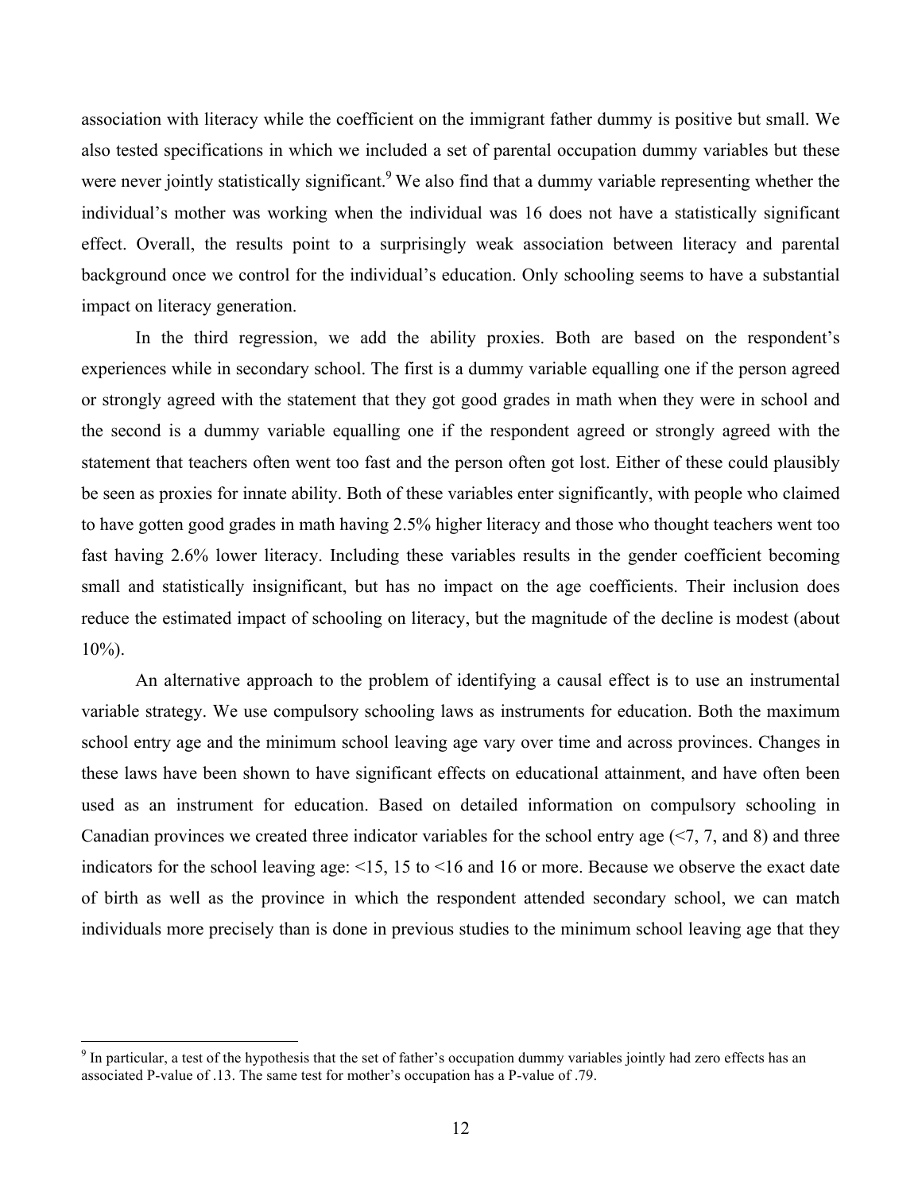association with literacy while the coefficient on the immigrant father dummy is positive but small. We also tested specifications in which we included a set of parental occupation dummy variables but these were never jointly statistically significant.[9] We also find that a dummy variable representing whether the individual's mother was working when the individual was 16 does not have a statistically significant effect. Overall, the results point to a surprisingly weak association between literacy and parental background once we control for the individual's education. Only schooling seems to have a substantial impact on literacy generation.

In the third regression, we add the ability proxies. Both are based on the respondent's experiences while in secondary school. The first is a dummy variable equalling one if the person agreed or strongly agreed with the statement that they got good grades in math when they were in school and the second is a dummy variable equalling one if the respondent agreed or strongly agreed with the statement that teachers often went too fast and the person often got lost. Either of these could plausibly be seen as proxies for innate ability. Both of these variables enter significantly, with people who claimed to have gotten good grades in math having 2.5% higher literacy and those who thought teachers went too fast having 2.6% lower literacy. Including these variables results in the gender coefficient becoming small and statistically insignificant, but has no impact on the age coefficients. Their inclusion does reduce the estimated impact of schooling on literacy, but the magnitude of the decline is modest (about 10%).

An alternative approach to the problem of identifying a causal effect is to use an instrumental variable strategy. We use compulsory schooling laws as instruments for education. Both the maximum school entry age and the minimum school leaving age vary over time and across provinces. Changes in these laws have been shown to have significant effects on educational attainment, and have often been used as an instrument for education. Based on detailed information on compulsory schooling in Canadian provinces we created three indicator variables for the school entry age (<7, 7, and 8) and three indicators for the school leaving age: <15, 15 to <16 and 16 or more. Because we observe the exact date of birth as well as the province in which the respondent attended secondary school, we can match individuals more precisely than is done in previous studies to the minimum school leaving age that they

---

[9] In particular, a test of the hypothesis that the set of father's occupation dummy variables jointly had zero effects has an associated P-value of .13. The same test for mother's occupation has a P-value of .79.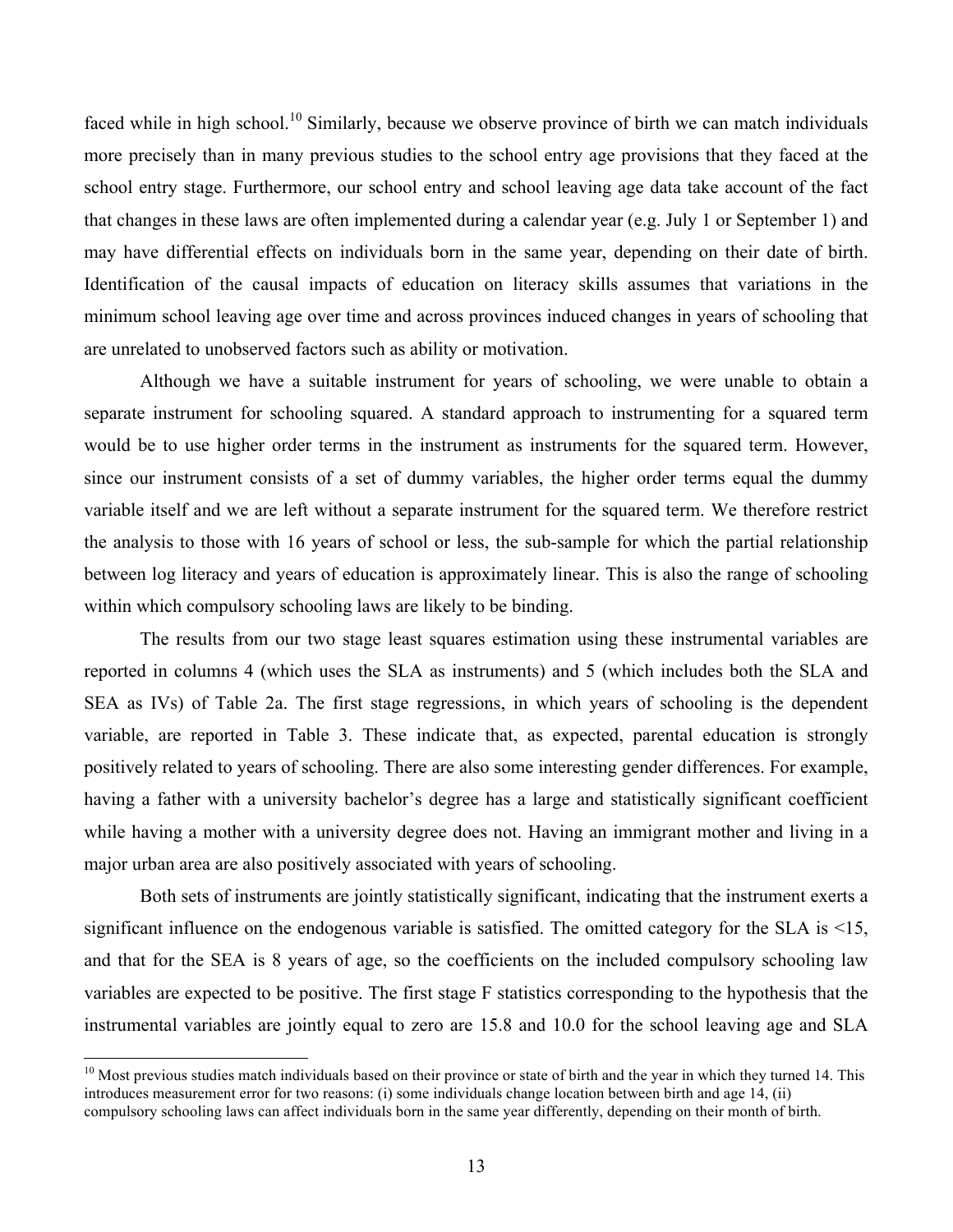faced while in high school.[10] Similarly, because we observe province of birth we can match individuals more precisely than in many previous studies to the school entry age provisions that they faced at the school entry stage. Furthermore, our school entry and school leaving age data take account of the fact that changes in these laws are often implemented during a calendar year (e.g. July 1 or September 1) and may have differential effects on individuals born in the same year, depending on their date of birth. Identification of the causal impacts of education on literacy skills assumes that variations in the minimum school leaving age over time and across provinces induced changes in years of schooling that are unrelated to unobserved factors such as ability or motivation.

Although we have a suitable instrument for years of schooling, we were unable to obtain a separate instrument for schooling squared. A standard approach to instrumenting for a squared term would be to use higher order terms in the instrument as instruments for the squared term. However, since our instrument consists of a set of dummy variables, the higher order terms equal the dummy variable itself and we are left without a separate instrument for the squared term. We therefore restrict the analysis to those with 16 years of school or less, the sub-sample for which the partial relationship between log literacy and years of education is approximately linear. This is also the range of schooling within which compulsory schooling laws are likely to be binding.

The results from our two stage least squares estimation using these instrumental variables are reported in columns 4 (which uses the SLA as instruments) and 5 (which includes both the SLA and SEA as IVs) of Table 2a. The first stage regressions, in which years of schooling is the dependent variable, are reported in Table 3. These indicate that, as expected, parental education is strongly positively related to years of schooling. There are also some interesting gender differences. For example, having a father with a university bachelor's degree has a large and statistically significant coefficient while having a mother with a university degree does not. Having an immigrant mother and living in a major urban area are also positively associated with years of schooling.

Both sets of instruments are jointly statistically significant, indicating that the instrument exerts a significant influence on the endogenous variable is satisfied. The omitted category for the SLA is <15, and that for the SEA is 8 years of age, so the coefficients on the included compulsory schooling law variables are expected to be positive. The first stage F statistics corresponding to the hypothesis that the instrumental variables are jointly equal to zero are 15.8 and 10.0 for the school leaving age and SLA

[10] Most previous studies match individuals based on their province or state of birth and the year in which they turned 14. This introduces measurement error for two reasons: (i) some individuals change location between birth and age 14, (ii) compulsory schooling laws can affect individuals born in the same year differently, depending on their month of birth.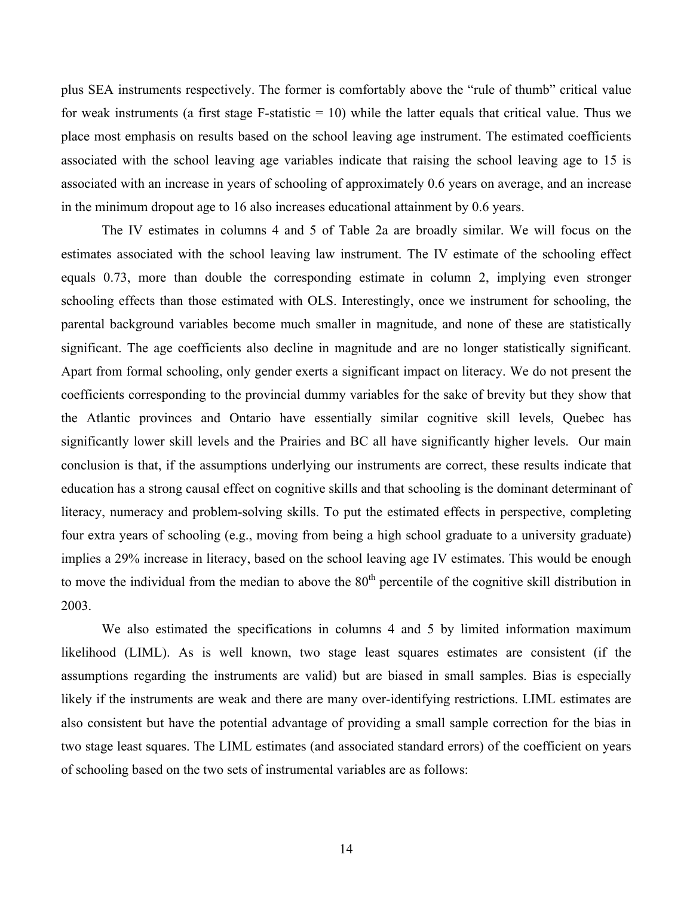plus SEA instruments respectively. The former is comfortably above the "rule of thumb" critical value for weak instruments (a first stage F-statistic = 10) while the latter equals that critical value. Thus we place most emphasis on results based on the school leaving age instrument. The estimated coefficients associated with the school leaving age variables indicate that raising the school leaving age to 15 is associated with an increase in years of schooling of approximately 0.6 years on average, and an increase in the minimum dropout age to 16 also increases educational attainment by 0.6 years.

The IV estimates in columns 4 and 5 of Table 2a are broadly similar. We will focus on the estimates associated with the school leaving law instrument. The IV estimate of the schooling effect equals 0.73, more than double the corresponding estimate in column 2, implying even stronger schooling effects than those estimated with OLS. Interestingly, once we instrument for schooling, the parental background variables become much smaller in magnitude, and none of these are statistically significant. The age coefficients also decline in magnitude and are no longer statistically significant. Apart from formal schooling, only gender exerts a significant impact on literacy. We do not present the coefficients corresponding to the provincial dummy variables for the sake of brevity but they show that the Atlantic provinces and Ontario have essentially similar cognitive skill levels, Quebec has significantly lower skill levels and the Prairies and BC all have significantly higher levels. Our main conclusion is that, if the assumptions underlying our instruments are correct, these results indicate that education has a strong causal effect on cognitive skills and that schooling is the dominant determinant of literacy, numeracy and problem-solving skills. To put the estimated effects in perspective, completing four extra years of schooling (e.g., moving from being a high school graduate to a university graduate) implies a 29% increase in literacy, based on the school leaving age IV estimates. This would be enough to move the individual from the median to above the 80th percentile of the cognitive skill distribution in 2003.

We also estimated the specifications in columns 4 and 5 by limited information maximum likelihood (LIML). As is well known, two stage least squares estimates are consistent (if the assumptions regarding the instruments are valid) but are biased in small samples. Bias is especially likely if the instruments are weak and there are many over-identifying restrictions. LIML estimates are also consistent but have the potential advantage of providing a small sample correction for the bias in two stage least squares. The LIML estimates (and associated standard errors) of the coefficient on years of schooling based on the two sets of instrumental variables are as follows: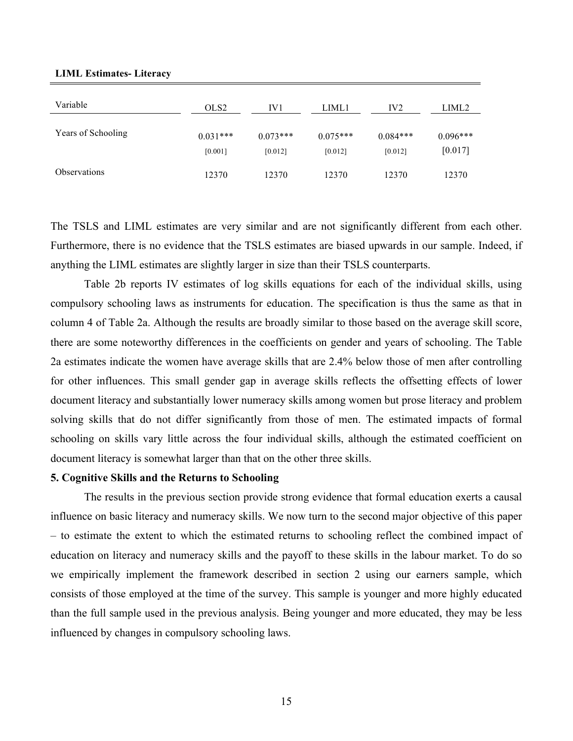**LIML Estimates- Literacy**

| Variable | OLS2 | IV1 | LIML1 | IV2 | LIML2 |
|---|---|---|---|---|---|
| Years of Schooling | 0.031*** | 0.073*** | 0.075*** | 0.084*** | 0.096*** |
| | [0.001] | [0.012] | [0.012] | [0.012] | [0.017] |
| Observations | 12370 | 12370 | 12370 | 12370 | 12370 |

The TSLS and LIML estimates are very similar and are not significantly different from each other. Furthermore, there is no evidence that the TSLS estimates are biased upwards in our sample. Indeed, if anything the LIML estimates are slightly larger in size than their TSLS counterparts.

Table 2b reports IV estimates of log skills equations for each of the individual skills, using compulsory schooling laws as instruments for education. The specification is thus the same as that in column 4 of Table 2a. Although the results are broadly similar to those based on the average skill score, there are some noteworthy differences in the coefficients on gender and years of schooling. The Table 2a estimates indicate the women have average skills that are 2.4% below those of men after controlling for other influences. This small gender gap in average skills reflects the offsetting effects of lower document literacy and substantially lower numeracy skills among women but prose literacy and problem solving skills that do not differ significantly from those of men. The estimated impacts of formal schooling on skills vary little across the four individual skills, although the estimated coefficient on document literacy is somewhat larger than that on the other three skills.

**5. Cognitive Skills and the Returns to Schooling**

The results in the previous section provide strong evidence that formal education exerts a causal influence on basic literacy and numeracy skills. We now turn to the second major objective of this paper – to estimate the extent to which the estimated returns to schooling reflect the combined impact of education on literacy and numeracy skills and the payoff to these skills in the labour market. To do so we empirically implement the framework described in section 2 using our earners sample, which consists of those employed at the time of the survey. This sample is younger and more highly educated than the full sample used in the previous analysis. Being younger and more educated, they may be less influenced by changes in compulsory schooling laws.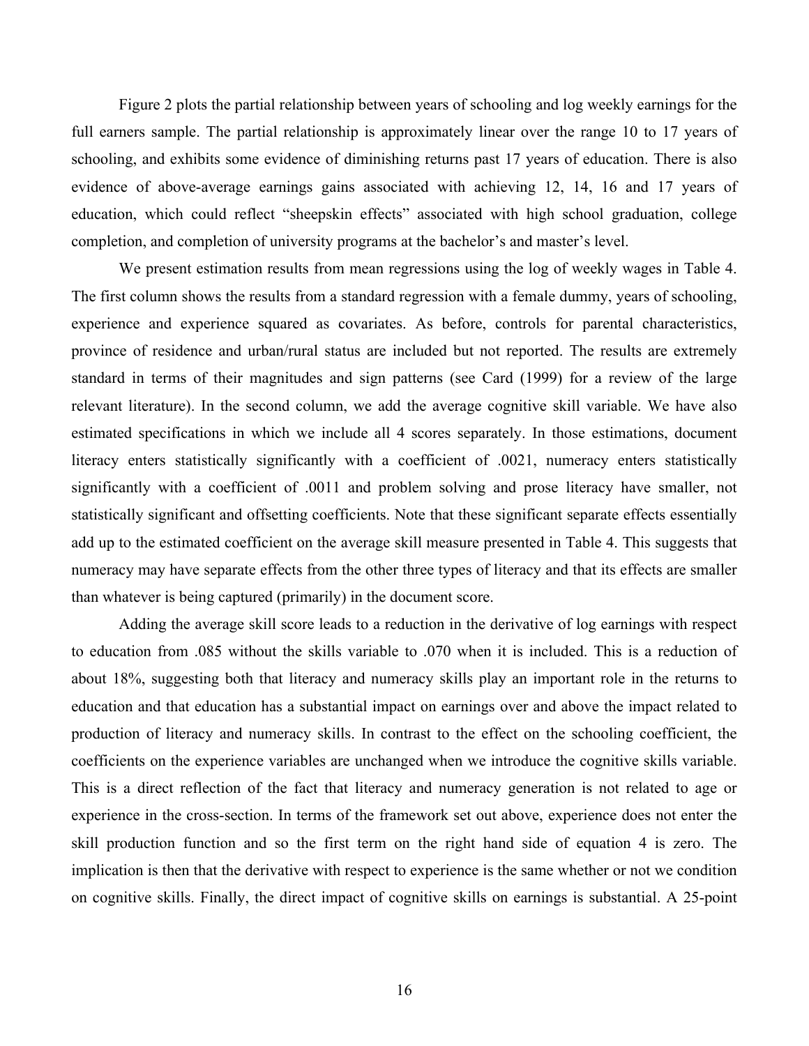Figure 2 plots the partial relationship between years of schooling and log weekly earnings for the full earners sample. The partial relationship is approximately linear over the range 10 to 17 years of schooling, and exhibits some evidence of diminishing returns past 17 years of education. There is also evidence of above-average earnings gains associated with achieving 12, 14, 16 and 17 years of education, which could reflect "sheepskin effects" associated with high school graduation, college completion, and completion of university programs at the bachelor's and master's level.

We present estimation results from mean regressions using the log of weekly wages in Table 4. The first column shows the results from a standard regression with a female dummy, years of schooling, experience and experience squared as covariates. As before, controls for parental characteristics, province of residence and urban/rural status are included but not reported. The results are extremely standard in terms of their magnitudes and sign patterns (see Card (1999) for a review of the large relevant literature). In the second column, we add the average cognitive skill variable. We have also estimated specifications in which we include all 4 scores separately. In those estimations, document literacy enters statistically significantly with a coefficient of .0021, numeracy enters statistically significantly with a coefficient of .0011 and problem solving and prose literacy have smaller, not statistically significant and offsetting coefficients. Note that these significant separate effects essentially add up to the estimated coefficient on the average skill measure presented in Table 4. This suggests that numeracy may have separate effects from the other three types of literacy and that its effects are smaller than whatever is being captured (primarily) in the document score.

Adding the average skill score leads to a reduction in the derivative of log earnings with respect to education from .085 without the skills variable to .070 when it is included. This is a reduction of about 18%, suggesting both that literacy and numeracy skills play an important role in the returns to education and that education has a substantial impact on earnings over and above the impact related to production of literacy and numeracy skills. In contrast to the effect on the schooling coefficient, the coefficients on the experience variables are unchanged when we introduce the cognitive skills variable. This is a direct reflection of the fact that literacy and numeracy generation is not related to age or experience in the cross-section. In terms of the framework set out above, experience does not enter the skill production function and so the first term on the right hand side of equation 4 is zero. The implication is then that the derivative with respect to experience is the same whether or not we condition on cognitive skills. Finally, the direct impact of cognitive skills on earnings is substantial. A 25-point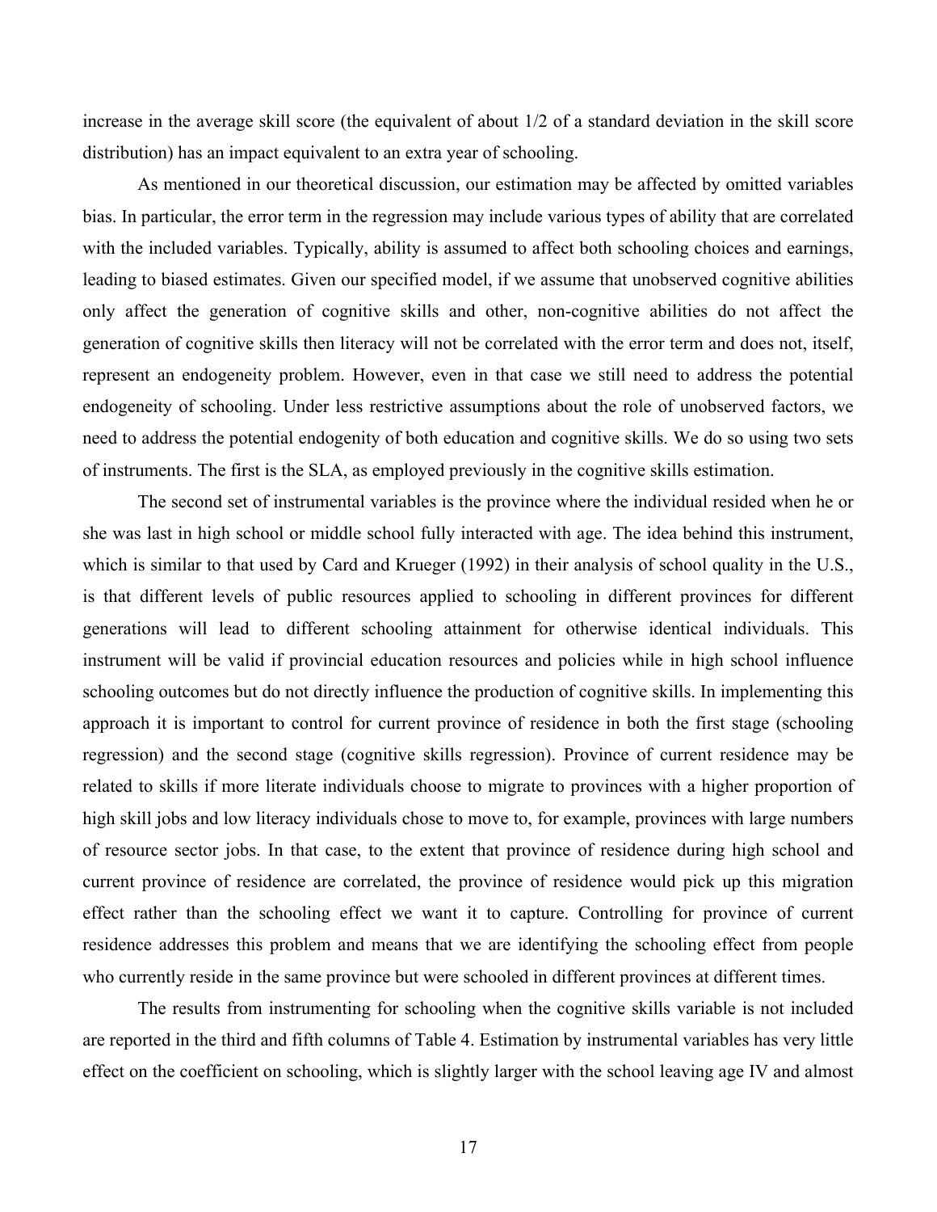increase in the average skill score (the equivalent of about 1/2 of a standard deviation in the skill score distribution) has an impact equivalent to an extra year of schooling.

As mentioned in our theoretical discussion, our estimation may be affected by omitted variables bias. In particular, the error term in the regression may include various types of ability that are correlated with the included variables. Typically, ability is assumed to affect both schooling choices and earnings, leading to biased estimates. Given our specified model, if we assume that unobserved cognitive abilities only affect the generation of cognitive skills and other, non-cognitive abilities do not affect the generation of cognitive skills then literacy will not be correlated with the error term and does not, itself, represent an endogeneity problem. However, even in that case we still need to address the potential endogeneity of schooling. Under less restrictive assumptions about the role of unobserved factors, we need to address the potential endogenity of both education and cognitive skills. We do so using two sets of instruments. The first is the SLA, as employed previously in the cognitive skills estimation.

The second set of instrumental variables is the province where the individual resided when he or she was last in high school or middle school fully interacted with age. The idea behind this instrument, which is similar to that used by Card and Krueger (1992) in their analysis of school quality in the U.S., is that different levels of public resources applied to schooling in different provinces for different generations will lead to different schooling attainment for otherwise identical individuals. This instrument will be valid if provincial education resources and policies while in high school influence schooling outcomes but do not directly influence the production of cognitive skills. In implementing this approach it is important to control for current province of residence in both the first stage (schooling regression) and the second stage (cognitive skills regression). Province of current residence may be related to skills if more literate individuals choose to migrate to provinces with a higher proportion of high skill jobs and low literacy individuals chose to move to, for example, provinces with large numbers of resource sector jobs. In that case, to the extent that province of residence during high school and current province of residence are correlated, the province of residence would pick up this migration effect rather than the schooling effect we want it to capture. Controlling for province of current residence addresses this problem and means that we are identifying the schooling effect from people who currently reside in the same province but were schooled in different provinces at different times.

The results from instrumenting for schooling when the cognitive skills variable is not included are reported in the third and fifth columns of Table 4. Estimation by instrumental variables has very little effect on the coefficient on schooling, which is slightly larger with the school leaving age IV and almost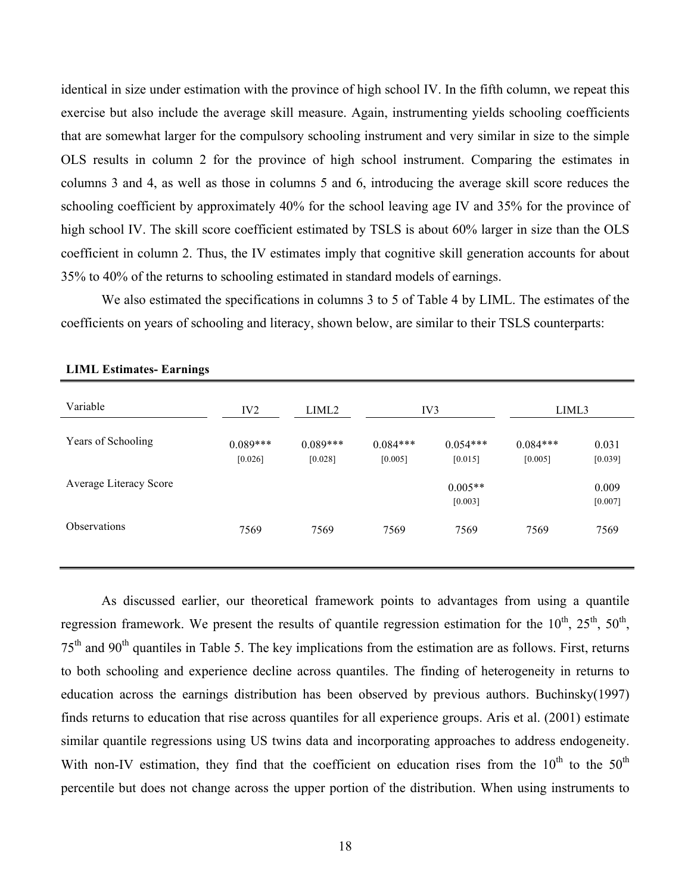identical in size under estimation with the province of high school IV. In the fifth column, we repeat this exercise but also include the average skill measure. Again, instrumenting yields schooling coefficients that are somewhat larger for the compulsory schooling instrument and very similar in size to the simple OLS results in column 2 for the province of high school instrument. Comparing the estimates in columns 3 and 4, as well as those in columns 5 and 6, introducing the average skill score reduces the schooling coefficient by approximately 40% for the school leaving age IV and 35% for the province of high school IV. The skill score coefficient estimated by TSLS is about 60% larger in size than the OLS coefficient in column 2. Thus, the IV estimates imply that cognitive skill generation accounts for about 35% to 40% of the returns to schooling estimated in standard models of earnings.

We also estimated the specifications in columns 3 to 5 of Table 4 by LIML. The estimates of the coefficients on years of schooling and literacy, shown below, are similar to their TSLS counterparts:

**LIML Estimates- Earnings**

| Variable | IV2 | LIML2 | IV3 | | LIML3 | |
|---|---|---|---|---|---|---|
| Years of Schooling | 0.089***<br>[0.026] | 0.089***<br>[0.028] | 0.084***<br>[0.005] | 0.054***<br>[0.015] | 0.084***<br>[0.005] | 0.031<br>[0.039] |
| Average Literacy Score | | | | 0.005**<br>[0.003] | | 0.009<br>[0.007] |
| Observations | 7569 | 7569 | 7569 | 7569 | 7569 | 7569 |

As discussed earlier, our theoretical framework points to advantages from using a quantile regression framework. We present the results of quantile regression estimation for the 10th, 25th, 50th, 75th and 90th quantiles in Table 5. The key implications from the estimation are as follows. First, returns to both schooling and experience decline across quantiles. The finding of heterogeneity in returns to education across the earnings distribution has been observed by previous authors. Buchinsky(1997) finds returns to education that rise across quantiles for all experience groups. Aris et al. (2001) estimate similar quantile regressions using US twins data and incorporating approaches to address endogeneity. With non-IV estimation, they find that the coefficient on education rises from the 10th to the 50th percentile but does not change across the upper portion of the distribution. When using instruments to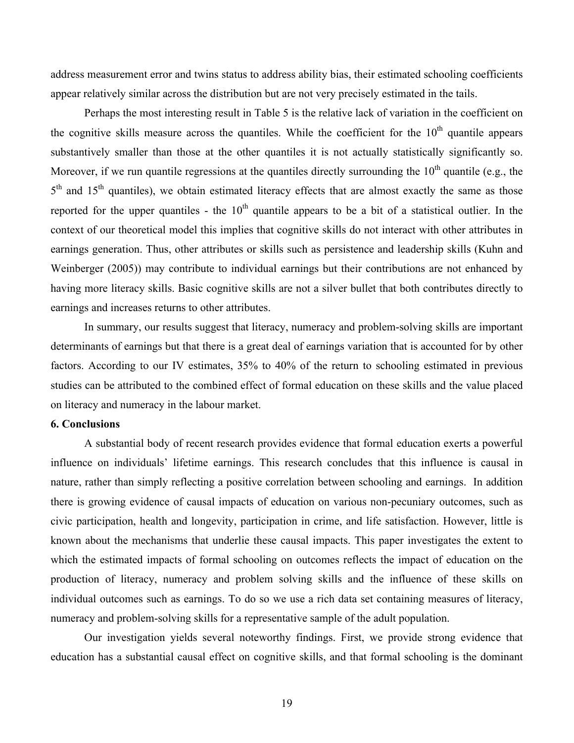address measurement error and twins status to address ability bias, their estimated schooling coefficients appear relatively similar across the distribution but are not very precisely estimated in the tails.

Perhaps the most interesting result in Table 5 is the relative lack of variation in the coefficient on the cognitive skills measure across the quantiles. While the coefficient for the $10^{th}$ quantile appears substantively smaller than those at the other quantiles it is not actually statistically significantly so. Moreover, if we run quantile regressions at the quantiles directly surrounding the $10^{th}$ quantile (e.g., the $5^{th}$ and $15^{th}$ quantiles), we obtain estimated literacy effects that are almost exactly the same as those reported for the upper quantiles - the $10^{th}$ quantile appears to be a bit of a statistical outlier. In the context of our theoretical model this implies that cognitive skills do not interact with other attributes in earnings generation. Thus, other attributes or skills such as persistence and leadership skills (Kuhn and Weinberger (2005)) may contribute to individual earnings but their contributions are not enhanced by having more literacy skills. Basic cognitive skills are not a silver bullet that both contributes directly to earnings and increases returns to other attributes.

In summary, our results suggest that literacy, numeracy and problem-solving skills are important determinants of earnings but that there is a great deal of earnings variation that is accounted for by other factors. According to our IV estimates, 35% to 40% of the return to schooling estimated in previous studies can be attributed to the combined effect of formal education on these skills and the value placed on literacy and numeracy in the labour market.

## 6. Conclusions

A substantial body of recent research provides evidence that formal education exerts a powerful influence on individuals' lifetime earnings. This research concludes that this influence is causal in nature, rather than simply reflecting a positive correlation between schooling and earnings. In addition there is growing evidence of causal impacts of education on various non-pecuniary outcomes, such as civic participation, health and longevity, participation in crime, and life satisfaction. However, little is known about the mechanisms that underlie these causal impacts. This paper investigates the extent to which the estimated impacts of formal schooling on outcomes reflects the impact of education on the production of literacy, numeracy and problem solving skills and the influence of these skills on individual outcomes such as earnings. To do so we use a rich data set containing measures of literacy, numeracy and problem-solving skills for a representative sample of the adult population.

Our investigation yields several noteworthy findings. First, we provide strong evidence that education has a substantial causal effect on cognitive skills, and that formal schooling is the dominant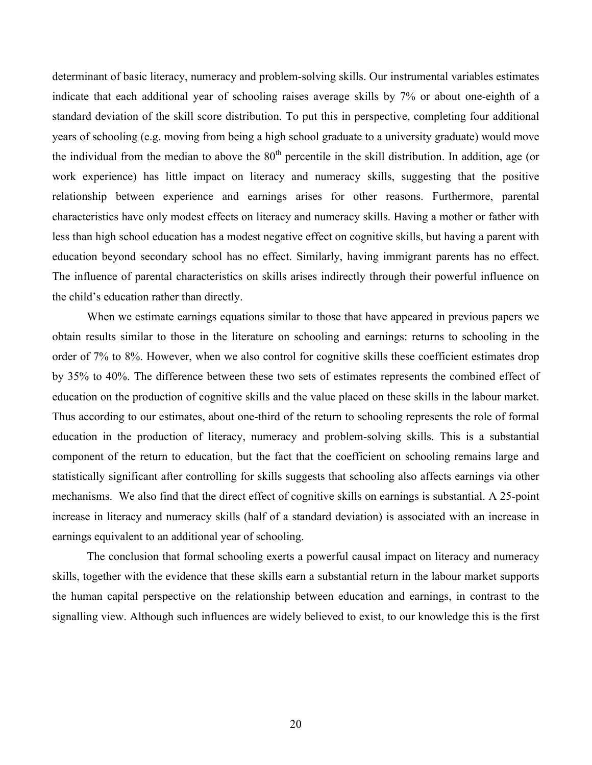determinant of basic literacy, numeracy and problem-solving skills. Our instrumental variables estimates indicate that each additional year of schooling raises average skills by 7% or about one-eighth of a standard deviation of the skill score distribution. To put this in perspective, completing four additional years of schooling (e.g. moving from being a high school graduate to a university graduate) would move the individual from the median to above the 80th percentile in the skill distribution. In addition, age (or work experience) has little impact on literacy and numeracy skills, suggesting that the positive relationship between experience and earnings arises for other reasons. Furthermore, parental characteristics have only modest effects on literacy and numeracy skills. Having a mother or father with less than high school education has a modest negative effect on cognitive skills, but having a parent with education beyond secondary school has no effect. Similarly, having immigrant parents has no effect. The influence of parental characteristics on skills arises indirectly through their powerful influence on the child's education rather than directly.

When we estimate earnings equations similar to those that have appeared in previous papers we obtain results similar to those in the literature on schooling and earnings: returns to schooling in the order of 7% to 8%. However, when we also control for cognitive skills these coefficient estimates drop by 35% to 40%. The difference between these two sets of estimates represents the combined effect of education on the production of cognitive skills and the value placed on these skills in the labour market. Thus according to our estimates, about one-third of the return to schooling represents the role of formal education in the production of literacy, numeracy and problem-solving skills. This is a substantial component of the return to education, but the fact that the coefficient on schooling remains large and statistically significant after controlling for skills suggests that schooling also affects earnings via other mechanisms. We also find that the direct effect of cognitive skills on earnings is substantial. A 25-point increase in literacy and numeracy skills (half of a standard deviation) is associated with an increase in earnings equivalent to an additional year of schooling.

The conclusion that formal schooling exerts a powerful causal impact on literacy and numeracy skills, together with the evidence that these skills earn a substantial return in the labour market supports the human capital perspective on the relationship between education and earnings, in contrast to the signalling view. Although such influences are widely believed to exist, to our knowledge this is the first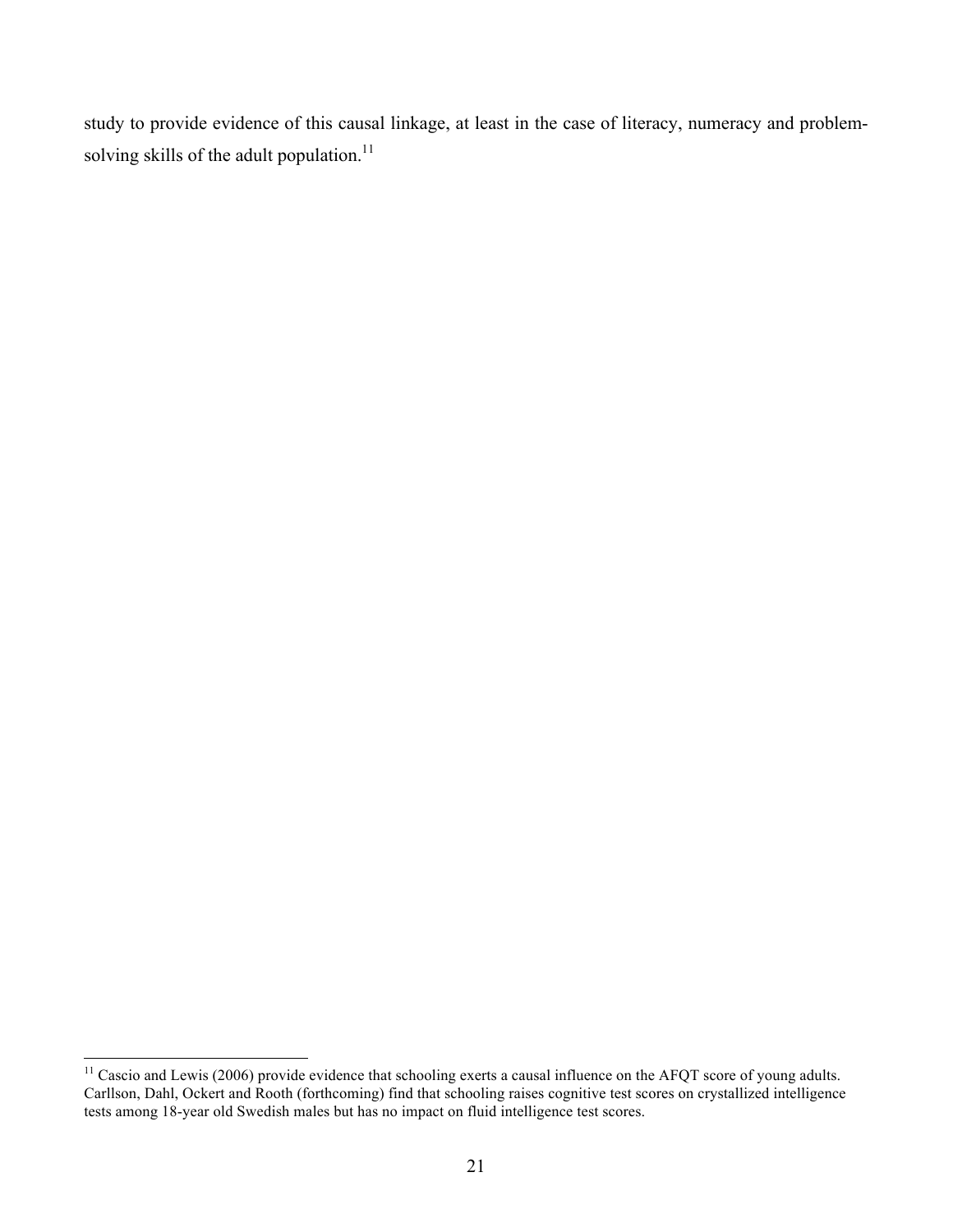study to provide evidence of this causal linkage, at least in the case of literacy, numeracy and problem-solving skills of the adult population.[11]

[11] Cascio and Lewis (2006) provide evidence that schooling exerts a causal influence on the AFQT score of young adults. Carllson, Dahl, Ockert and Rooth (forthcoming) find that schooling raises cognitive test scores on crystallized intelligence tests among 18-year old Swedish males but has no impact on fluid intelligence test scores.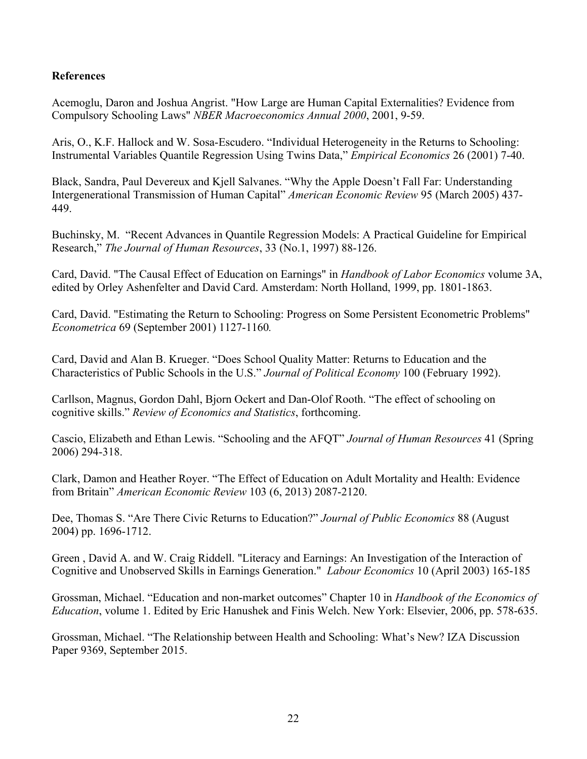**References**

Acemoglu, Daron and Joshua Angrist. "How Large are Human Capital Externalities? Evidence from Compulsory Schooling Laws" *NBER Macroeconomics Annual 2000*, 2001, 9-59.

Aris, O., K.F. Hallock and W. Sosa-Escudero. "Individual Heterogeneity in the Returns to Schooling: Instrumental Variables Quantile Regression Using Twins Data," *Empirical Economics* 26 (2001) 7-40.

Black, Sandra, Paul Devereux and Kjell Salvanes. "Why the Apple Doesn't Fall Far: Understanding Intergenerational Transmission of Human Capital" *American Economic Review* 95 (March 2005) 437-449.

Buchinsky, M. "Recent Advances in Quantile Regression Models: A Practical Guideline for Empirical Research," *The Journal of Human Resources*, 33 (No.1, 1997) 88-126.

Card, David. "The Causal Effect of Education on Earnings" in *Handbook of Labor Economics* volume 3A, edited by Orley Ashenfelter and David Card. Amsterdam: North Holland, 1999, pp. 1801-1863.

Card, David. "Estimating the Return to Schooling: Progress on Some Persistent Econometric Problems" *Econometrica* 69 (September 2001) 1127-1160*.*

Card, David and Alan B. Krueger. "Does School Quality Matter: Returns to Education and the Characteristics of Public Schools in the U.S." *Journal of Political Economy* 100 (February 1992).

Carllson, Magnus, Gordon Dahl, Bjorn Ockert and Dan-Olof Rooth. "The effect of schooling on cognitive skills." *Review of Economics and Statistics*, forthcoming.

Cascio, Elizabeth and Ethan Lewis. "Schooling and the AFQT" *Journal of Human Resources* 41 (Spring 2006) 294-318.

Clark, Damon and Heather Royer. "The Effect of Education on Adult Mortality and Health: Evidence from Britain" *American Economic Review* 103 (6, 2013) 2087-2120.

Dee, Thomas S. "Are There Civic Returns to Education?" *Journal of Public Economics* 88 (August 2004) pp. 1696-1712.

Green , David A. and W. Craig Riddell. "Literacy and Earnings: An Investigation of the Interaction of Cognitive and Unobserved Skills in Earnings Generation." *Labour Economics* 10 (April 2003) 165-185

Grossman, Michael. "Education and non-market outcomes" Chapter 10 in *Handbook of the Economics of Education*, volume 1. Edited by Eric Hanushek and Finis Welch. New York: Elsevier, 2006, pp. 578-635.

Grossman, Michael. "The Relationship between Health and Schooling: What's New? IZA Discussion Paper 9369, September 2015.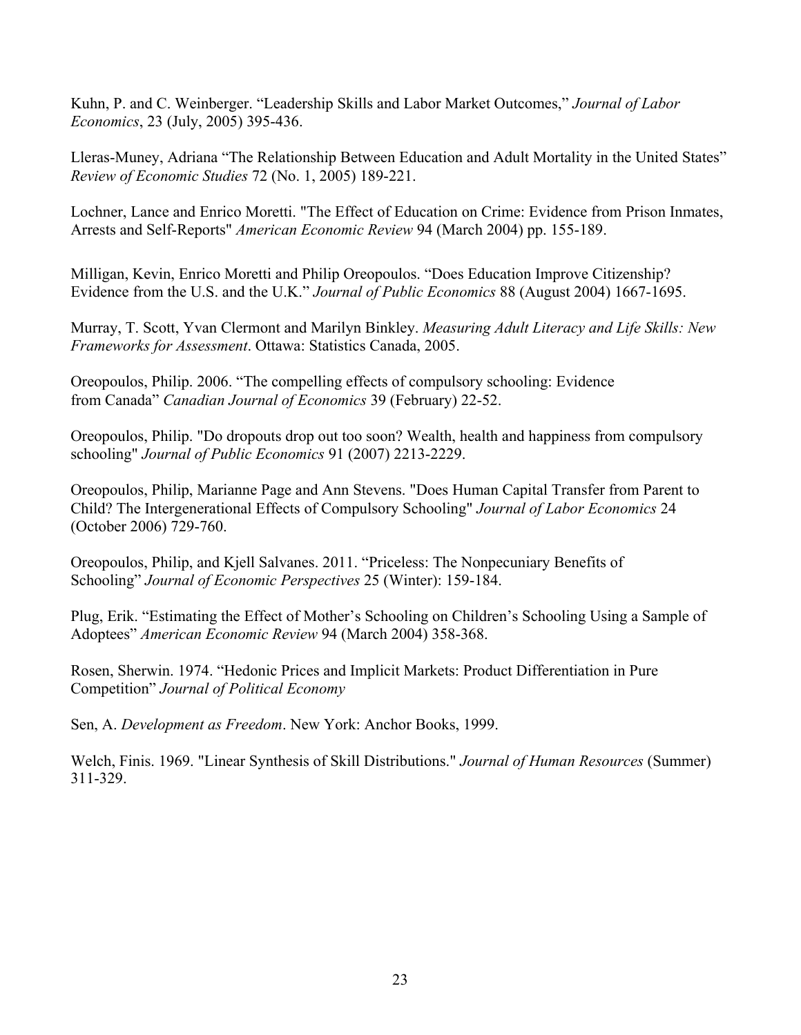Kuhn, P. and C. Weinberger. "Leadership Skills and Labor Market Outcomes," *Journal of Labor Economics*, 23 (July, 2005) 395-436.

Lleras-Muney, Adriana "The Relationship Between Education and Adult Mortality in the United States" *Review of Economic Studies* 72 (No. 1, 2005) 189-221.

Lochner, Lance and Enrico Moretti. "The Effect of Education on Crime: Evidence from Prison Inmates, Arrests and Self-Reports" *American Economic Review* 94 (March 2004) pp. 155-189.

Milligan, Kevin, Enrico Moretti and Philip Oreopoulos. "Does Education Improve Citizenship? Evidence from the U.S. and the U.K." *Journal of Public Economics* 88 (August 2004) 1667-1695.

Murray, T. Scott, Yvan Clermont and Marilyn Binkley. *Measuring Adult Literacy and Life Skills: New Frameworks for Assessment*. Ottawa: Statistics Canada, 2005.

Oreopoulos, Philip. 2006. "The compelling effects of compulsory schooling: Evidence from Canada" *Canadian Journal of Economics* 39 (February) 22-52.

Oreopoulos, Philip. "Do dropouts drop out too soon? Wealth, health and happiness from compulsory schooling" *Journal of Public Economics* 91 (2007) 2213-2229.

Oreopoulos, Philip, Marianne Page and Ann Stevens. "Does Human Capital Transfer from Parent to Child? The Intergenerational Effects of Compulsory Schooling" *Journal of Labor Economics* 24 (October 2006) 729-760.

Oreopoulos, Philip, and Kjell Salvanes. 2011. "Priceless: The Nonpecuniary Benefits of Schooling" *Journal of Economic Perspectives* 25 (Winter): 159-184.

Plug, Erik. "Estimating the Effect of Mother's Schooling on Children's Schooling Using a Sample of Adoptees" *American Economic Review* 94 (March 2004) 358-368.

Rosen, Sherwin. 1974. "Hedonic Prices and Implicit Markets: Product Differentiation in Pure Competition" *Journal of Political Economy*

Sen, A. *Development as Freedom*. New York: Anchor Books, 1999.

Welch, Finis. 1969. "Linear Synthesis of Skill Distributions." *Journal of Human Resources* (Summer) 311-329.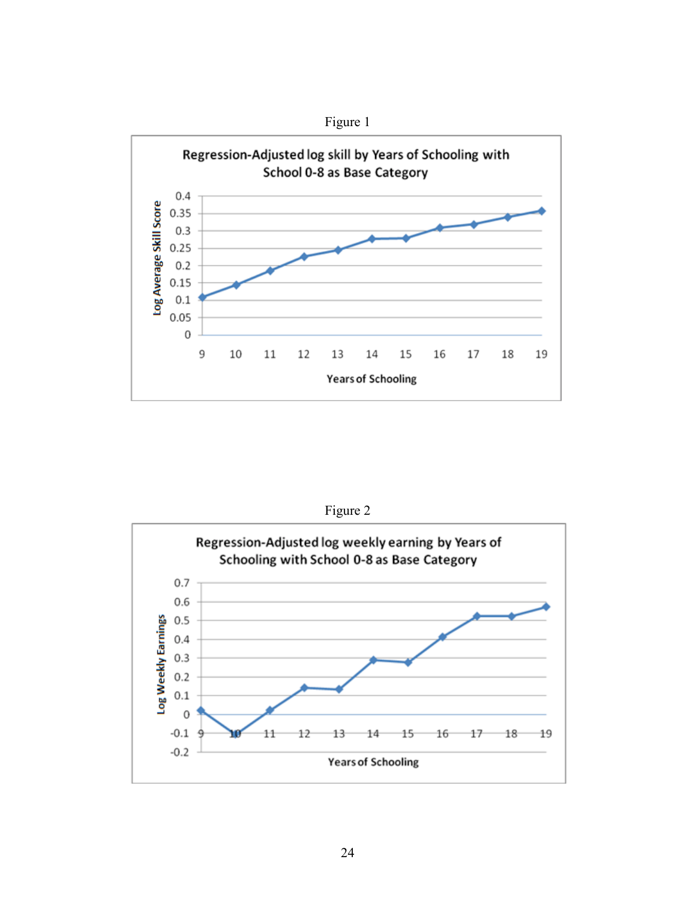Figure 1

Regression-Adjusted log skill by Years of Schooling with School 0-8 as Base Category

Figure 2

Regression-Adjusted log weekly earning by Years of Schooling with School 0-8 as Base Category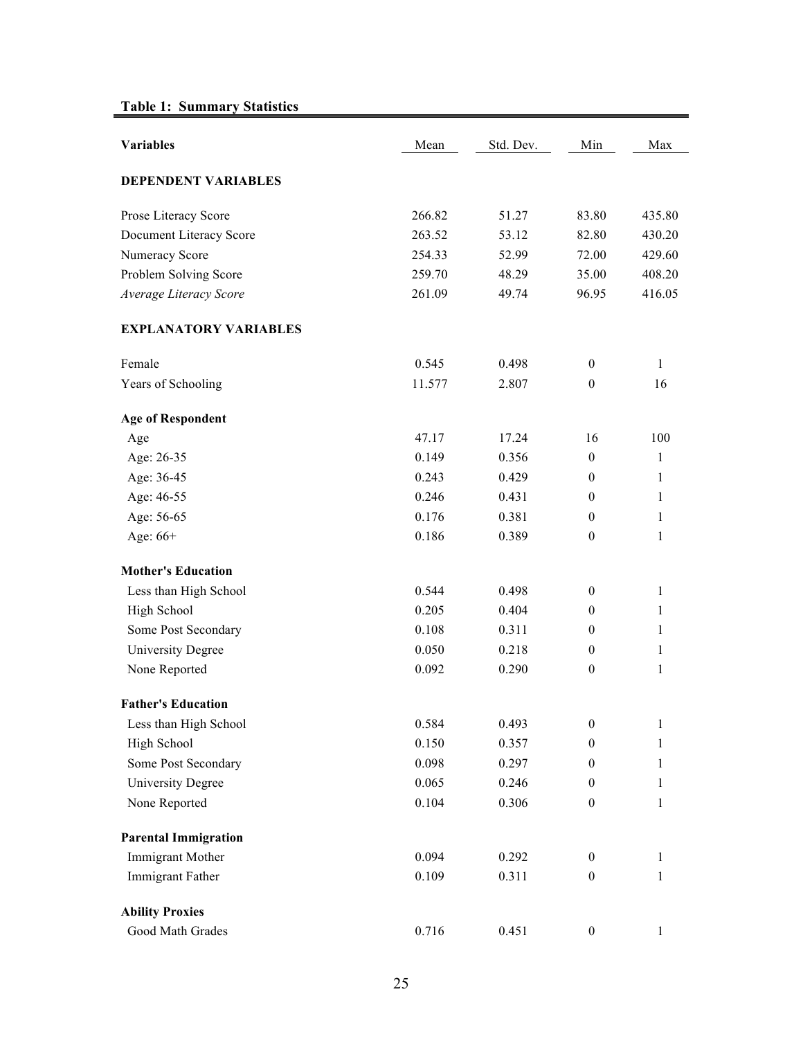**Table 1: Summary Statistics**

| Variables | Mean | Std. Dev. | Min | Max |
|---|---|---|---|---|
| **DEPENDENT VARIABLES** | | | | |
| Prose Literacy Score | 266.82 | 51.27 | 83.80 | 435.80 |
| Document Literacy Score | 263.52 | 53.12 | 82.80 | 430.20 |
| Numeracy Score | 254.33 | 52.99 | 72.00 | 429.60 |
| Problem Solving Score | 259.70 | 48.29 | 35.00 | 408.20 |
| *Average Literacy Score* | 261.09 | 49.74 | 96.95 | 416.05 |
| **EXPLANATORY VARIABLES** | | | | |
| Female | 0.545 | 0.498 | 0 | 1 |
| Years of Schooling | 11.577 | 2.807 | 0 | 16 |
| **Age of Respondent** | | | | |
| Age | 47.17 | 17.24 | 16 | 100 |
| Age: 26-35 | 0.149 | 0.356 | 0 | 1 |
| Age: 36-45 | 0.243 | 0.429 | 0 | 1 |
| Age: 46-55 | 0.246 | 0.431 | 0 | 1 |
| Age: 56-65 | 0.176 | 0.381 | 0 | 1 |
| Age: 66+ | 0.186 | 0.389 | 0 | 1 |
| **Mother's Education** | | | | |
| Less than High School | 0.544 | 0.498 | 0 | 1 |
| High School | 0.205 | 0.404 | 0 | 1 |
| Some Post Secondary | 0.108 | 0.311 | 0 | 1 |
| University Degree | 0.050 | 0.218 | 0 | 1 |
| None Reported | 0.092 | 0.290 | 0 | 1 |
| **Father's Education** | | | | |
| Less than High School | 0.584 | 0.493 | 0 | 1 |
| High School | 0.150 | 0.357 | 0 | 1 |
| Some Post Secondary | 0.098 | 0.297 | 0 | 1 |
| University Degree | 0.065 | 0.246 | 0 | 1 |
| None Reported | 0.104 | 0.306 | 0 | 1 |
| **Parental Immigration** | | | | |
| Immigrant Mother | 0.094 | 0.292 | 0 | 1 |
| Immigrant Father | 0.109 | 0.311 | 0 | 1 |
| **Ability Proxies** | | | | |
| Good Math Grades | 0.716 | 0.451 | 0 | 1 |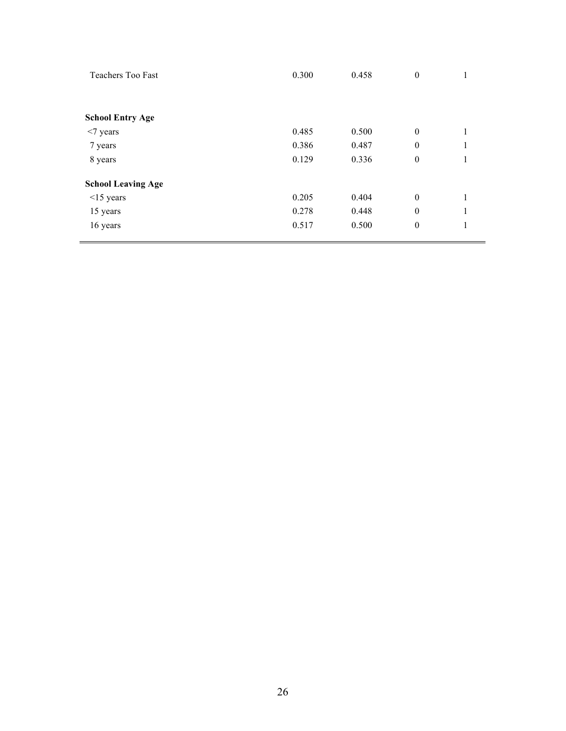| | | | | |
|---|---|---|---|---|
| Teachers Too Fast | 0.300 | 0.458 | 0 | 1 |
| | | | | |
| **School Entry Age** | | | | |
| <7 years | 0.485 | 0.500 | 0 | 1 |
| 7 years | 0.386 | 0.487 | 0 | 1 |
| 8 years | 0.129 | 0.336 | 0 | 1 |
| | | | | |
| **School Leaving Age** | | | | |
| <15 years | 0.205 | 0.404 | 0 | 1 |
| 15 years | 0.278 | 0.448 | 0 | 1 |
| 16 years | 0.517 | 0.500 | 0 | 1 |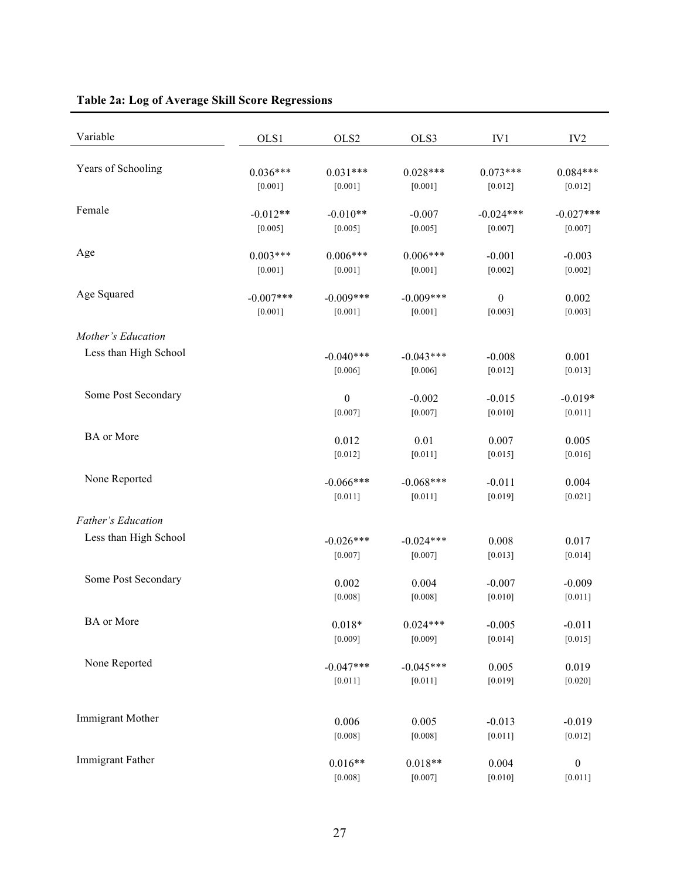**Table 2a: Log of Average Skill Score Regressions**

| Variable | OLS1 | OLS2 | OLS3 | IV1 | IV2 |
|---|---|---|---|---|---|
| Years of Schooling | 0.036*** | 0.031*** | 0.028*** | 0.073*** | 0.084*** |
| | [0.001] | [0.001] | [0.001] | [0.012] | [0.012] |
| Female | -0.012** | -0.010** | -0.007 | -0.024*** | -0.027*** |
| | [0.005] | [0.005] | [0.005] | [0.007] | [0.007] |
| Age | 0.003*** | 0.006*** | 0.006*** | -0.001 | -0.003 |
| | [0.001] | [0.001] | [0.001] | [0.002] | [0.002] |
| Age Squared | -0.007*** | -0.009*** | -0.009*** | 0 | 0.002 |
| | [0.001] | [0.001] | [0.001] | [0.003] | [0.003] |
| *Mother's Education* | | | | | |
| Less than High School | | -0.040*** | -0.043*** | -0.008 | 0.001 |
| | | [0.006] | [0.006] | [0.012] | [0.013] |
| Some Post Secondary | | 0 | -0.002 | -0.015 | -0.019* |
| | | [0.007] | [0.007] | [0.010] | [0.011] |
| BA or More | | 0.012 | 0.01 | 0.007 | 0.005 |
| | | [0.012] | [0.011] | [0.015] | [0.016] |
| None Reported | | -0.066*** | -0.068*** | -0.011 | 0.004 |
| | | [0.011] | [0.011] | [0.019] | [0.021] |
| *Father's Education* | | | | | |
| Less than High School | | -0.026*** | -0.024*** | 0.008 | 0.017 |
| | | [0.007] | [0.007] | [0.013] | [0.014] |
| Some Post Secondary | | 0.002 | 0.004 | -0.007 | -0.009 |
| | | [0.008] | [0.008] | [0.010] | [0.011] |
| BA or More | | 0.018* | 0.024*** | -0.005 | -0.011 |
| | | [0.009] | [0.009] | [0.014] | [0.015] |
| None Reported | | -0.047*** | -0.045*** | 0.005 | 0.019 |
| | | [0.011] | [0.011] | [0.019] | [0.020] |
| Immigrant Mother | | 0.006 | 0.005 | -0.013 | -0.019 |
| | | [0.008] | [0.008] | [0.011] | [0.012] |
| Immigrant Father | | 0.016** | 0.018** | 0.004 | 0 |
| | | [0.008] | [0.007] | [0.010] | [0.011] |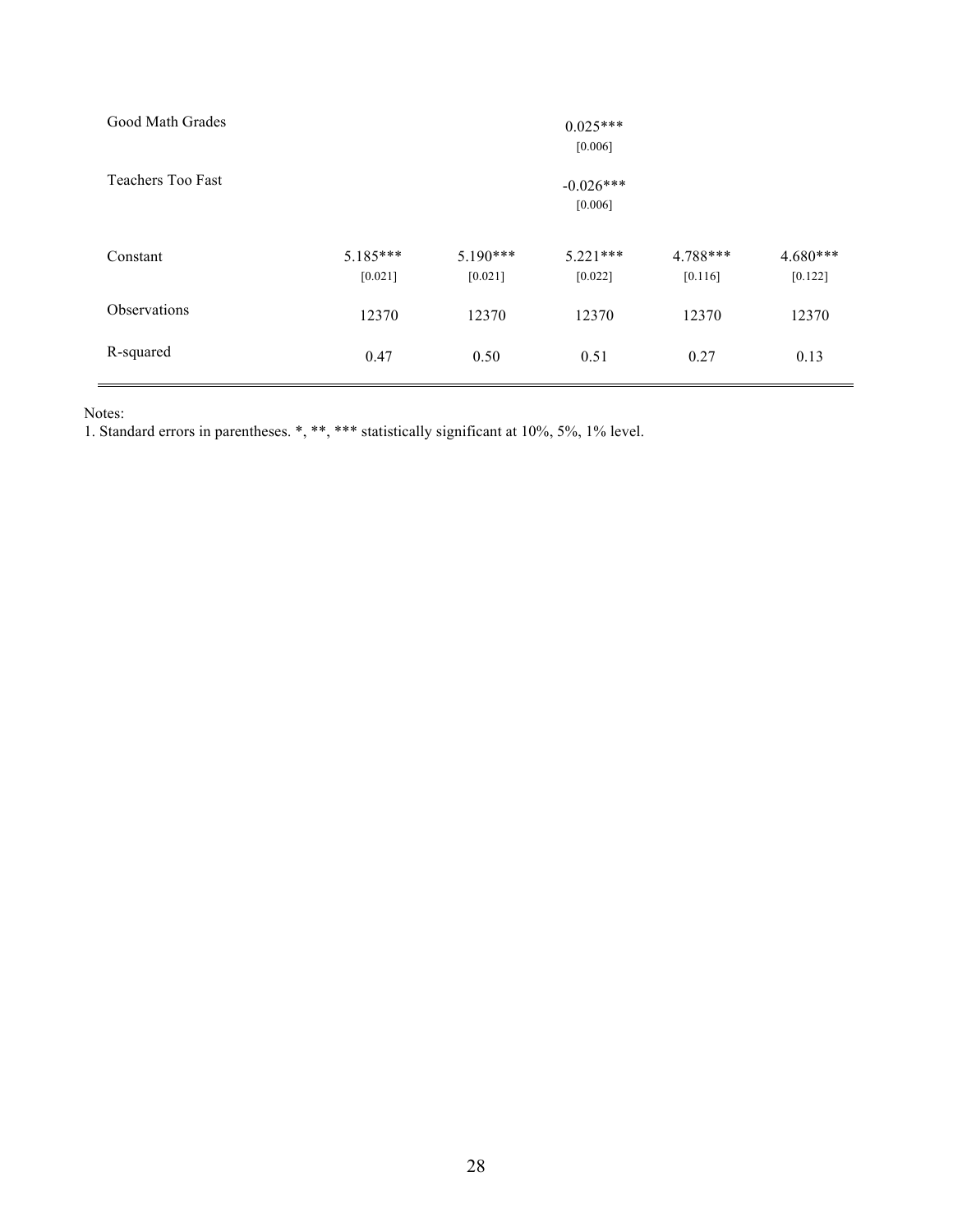| | | | | | |
|---|---|---|---|---|---|
| Good Math Grades | | | 0.025*** | | |
| | | | [0.006] | | |
| Teachers Too Fast | | | -0.026*** | | |
| | | | [0.006] | | |
| Constant | 5.185*** | 5.190*** | 5.221*** | 4.788*** | 4.680*** |
| | [0.021] | [0.021] | [0.022] | [0.116] | [0.122] |
| Observations | 12370 | 12370 | 12370 | 12370 | 12370 |
| R-squared | 0.47 | 0.50 | 0.51 | 0.27 | 0.13 |

Notes:
1. Standard errors in parentheses. *, **, *** statistically significant at 10%, 5%, 1% level.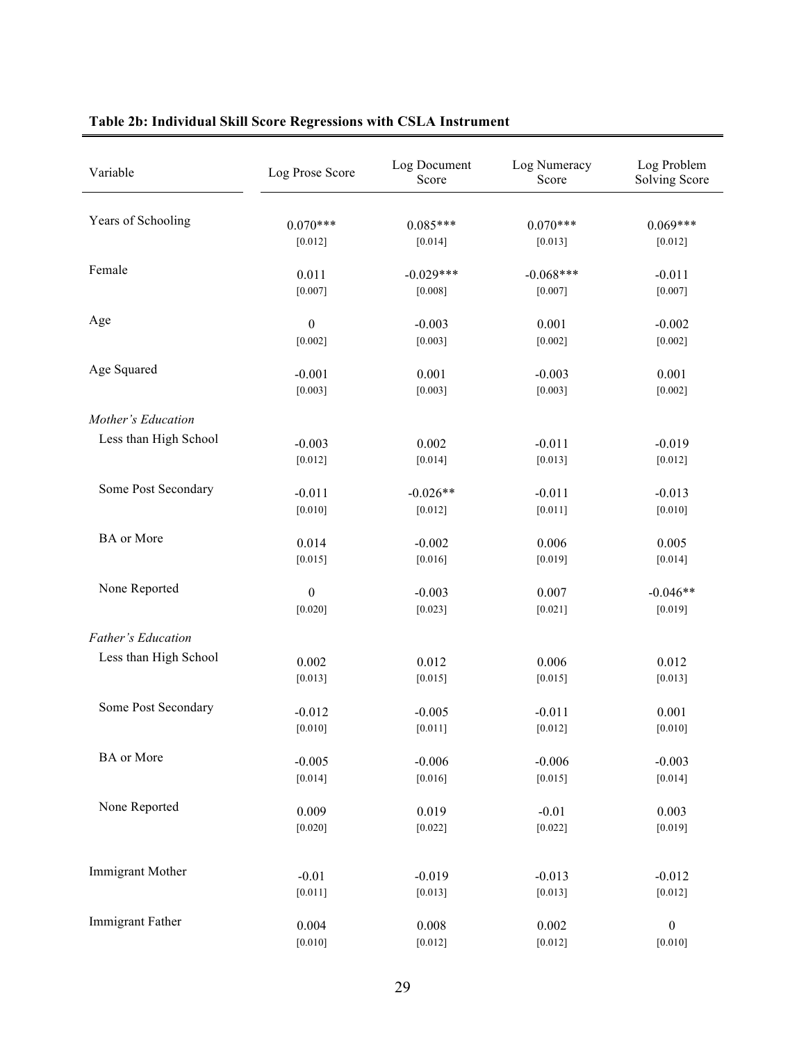**Table 2b: Individual Skill Score Regressions with CSLA Instrument**

| Variable | Log Prose Score | Log Document Score | Log Numeracy Score | Log Problem Solving Score |
|---|---|---|---|---|
| Years of Schooling | 0.070*** | 0.085*** | 0.070*** | 0.069*** |
| | [0.012] | [0.014] | [0.013] | [0.012] |
| Female | 0.011 | -0.029*** | -0.068*** | -0.011 |
| | [0.007] | [0.008] | [0.007] | [0.007] |
| Age | 0 | -0.003 | 0.001 | -0.002 |
| | [0.002] | [0.003] | [0.002] | [0.002] |
| Age Squared | -0.001 | 0.001 | -0.003 | 0.001 |
| | [0.003] | [0.003] | [0.003] | [0.002] |
| *Mother's Education* | | | | |
| Less than High School | -0.003 | 0.002 | -0.011 | -0.019 |
| | [0.012] | [0.014] | [0.013] | [0.012] |
| Some Post Secondary | -0.011 | -0.026** | -0.011 | -0.013 |
| | [0.010] | [0.012] | [0.011] | [0.010] |
| BA or More | 0.014 | -0.002 | 0.006 | 0.005 |
| | [0.015] | [0.016] | [0.019] | [0.014] |
| None Reported | 0 | -0.003 | 0.007 | -0.046** |
| | [0.020] | [0.023] | [0.021] | [0.019] |
| *Father's Education* | | | | |
| Less than High School | 0.002 | 0.012 | 0.006 | 0.012 |
| | [0.013] | [0.015] | [0.015] | [0.013] |
| Some Post Secondary | -0.012 | -0.005 | -0.011 | 0.001 |
| | [0.010] | [0.011] | [0.012] | [0.010] |
| BA or More | -0.005 | -0.006 | -0.006 | -0.003 |
| | [0.014] | [0.016] | [0.015] | [0.014] |
| None Reported | 0.009 | 0.019 | -0.01 | 0.003 |
| | [0.020] | [0.022] | [0.022] | [0.019] |
| Immigrant Mother | -0.01 | -0.019 | -0.013 | -0.012 |
| | [0.011] | [0.013] | [0.013] | [0.012] |
| Immigrant Father | 0.004 | 0.008 | 0.002 | 0 |
| | [0.010] | [0.012] | [0.012] | [0.010] |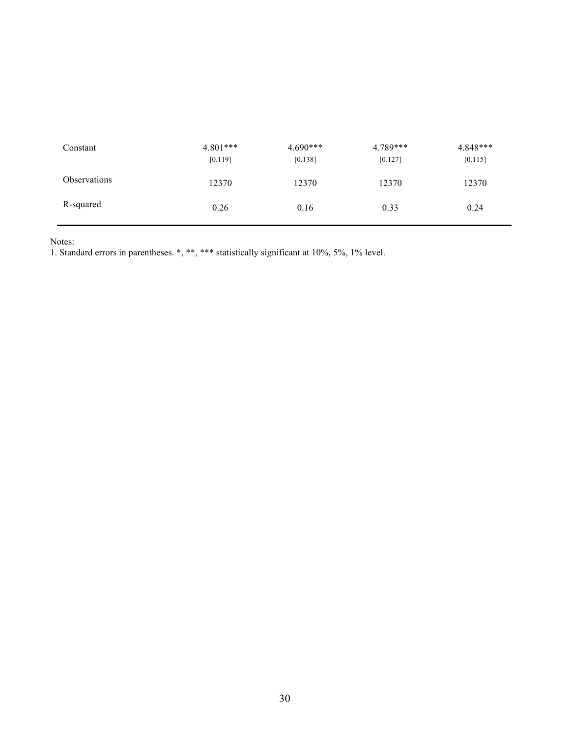| | | | | |
|---|---|---|---|---|
| Constant | 4.801*** | 4.690*** | 4.789*** | 4.848*** |
| | [0.119] | [0.138] | [0.127] | [0.115] |
| Observations | 12370 | 12370 | 12370 | 12370 |
| R-squared | 0.26 | 0.16 | 0.33 | 0.24 |

Notes:
1. Standard errors in parentheses. *, **, *** statistically significant at 10%, 5%, 1% level.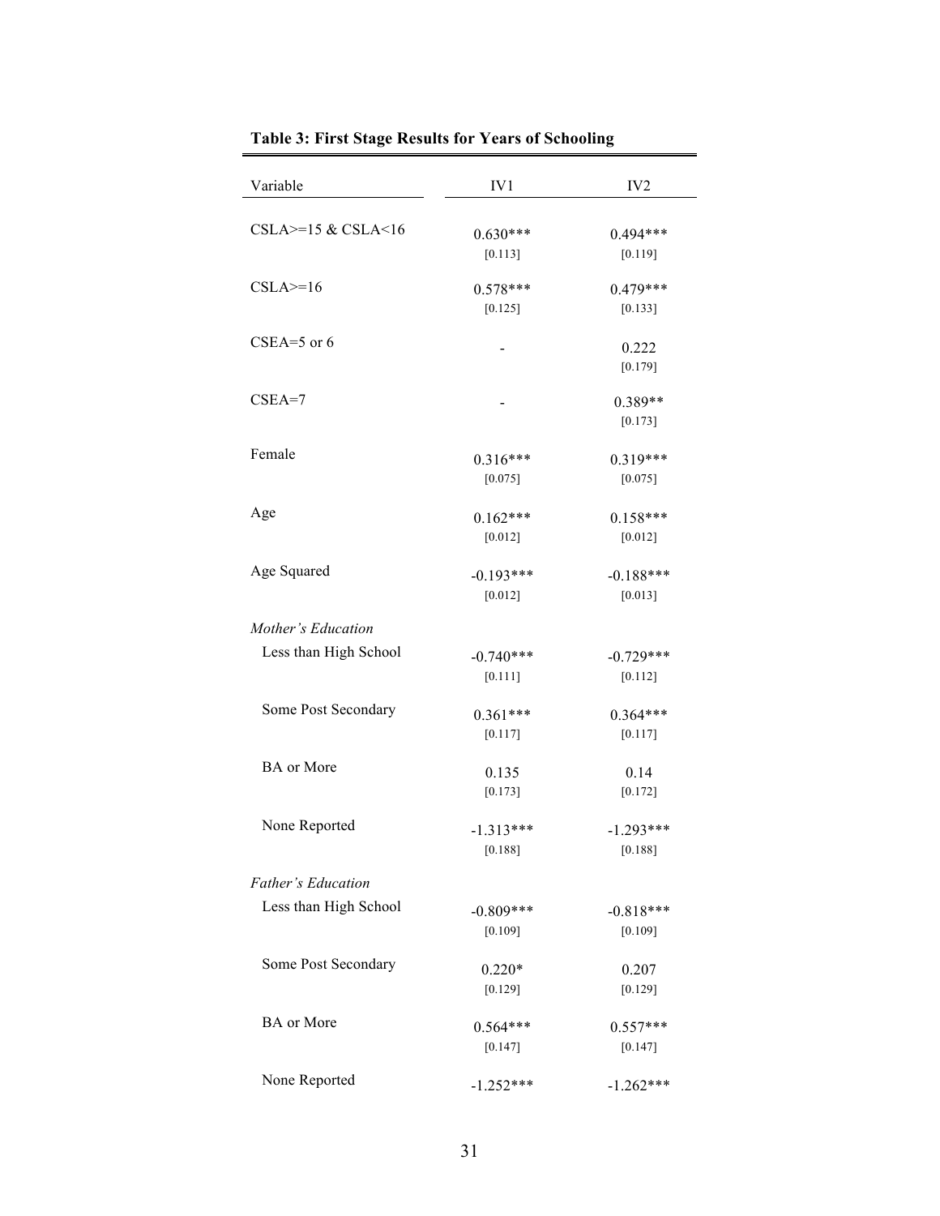**Table 3: First Stage Results for Years of Schooling**

| Variable | IV1 | IV2 |
|---|---|---|
| CSLA>=15 & CSLA<16 | 0.630*** | 0.494*** |
| | [0.113] | [0.119] |
| CSLA>=16 | 0.578*** | 0.479*** |
| | [0.125] | [0.133] |
| CSEA=5 or 6 | - | 0.222 |
| | | [0.179] |
| CSEA=7 | - | 0.389** |
| | | [0.173] |
| Female | 0.316*** | 0.319*** |
| | [0.075] | [0.075] |
| Age | 0.162*** | 0.158*** |
| | [0.012] | [0.012] |
| Age Squared | -0.193*** | -0.188*** |
| | [0.012] | [0.013] |
| *Mother's Education* | | |
| Less than High School | -0.740*** | -0.729*** |
| | [0.111] | [0.112] |
| Some Post Secondary | 0.361*** | 0.364*** |
| | [0.117] | [0.117] |
| BA or More | 0.135 | 0.14 |
| | [0.173] | [0.172] |
| None Reported | -1.313*** | -1.293*** |
| | [0.188] | [0.188] |
| *Father's Education* | | |
| Less than High School | -0.809*** | -0.818*** |
| | [0.109] | [0.109] |
| Some Post Secondary | 0.220* | 0.207 |
| | [0.129] | [0.129] |
| BA or More | 0.564*** | 0.557*** |
| | [0.147] | [0.147] |
| None Reported | -1.252*** | -1.262*** |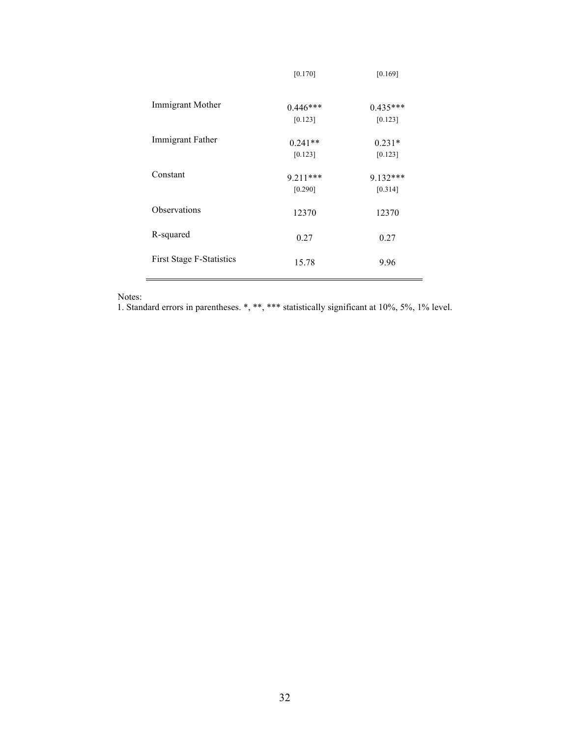| | | |
|---|---|---|
| | [0.170] | [0.169] |
| Immigrant Mother | 0.446*** | 0.435*** |
| | [0.123] | [0.123] |
| Immigrant Father | 0.241** | 0.231* |
| | [0.123] | [0.123] |
| Constant | 9.211*** | 9.132*** |
| | [0.290] | [0.314] |
| Observations | 12370 | 12370 |
| R-squared | 0.27 | 0.27 |
| First Stage F-Statistics | 15.78 | 9.96 |

Notes:
1. Standard errors in parentheses. *, **, *** statistically significant at 10%, 5%, 1% level.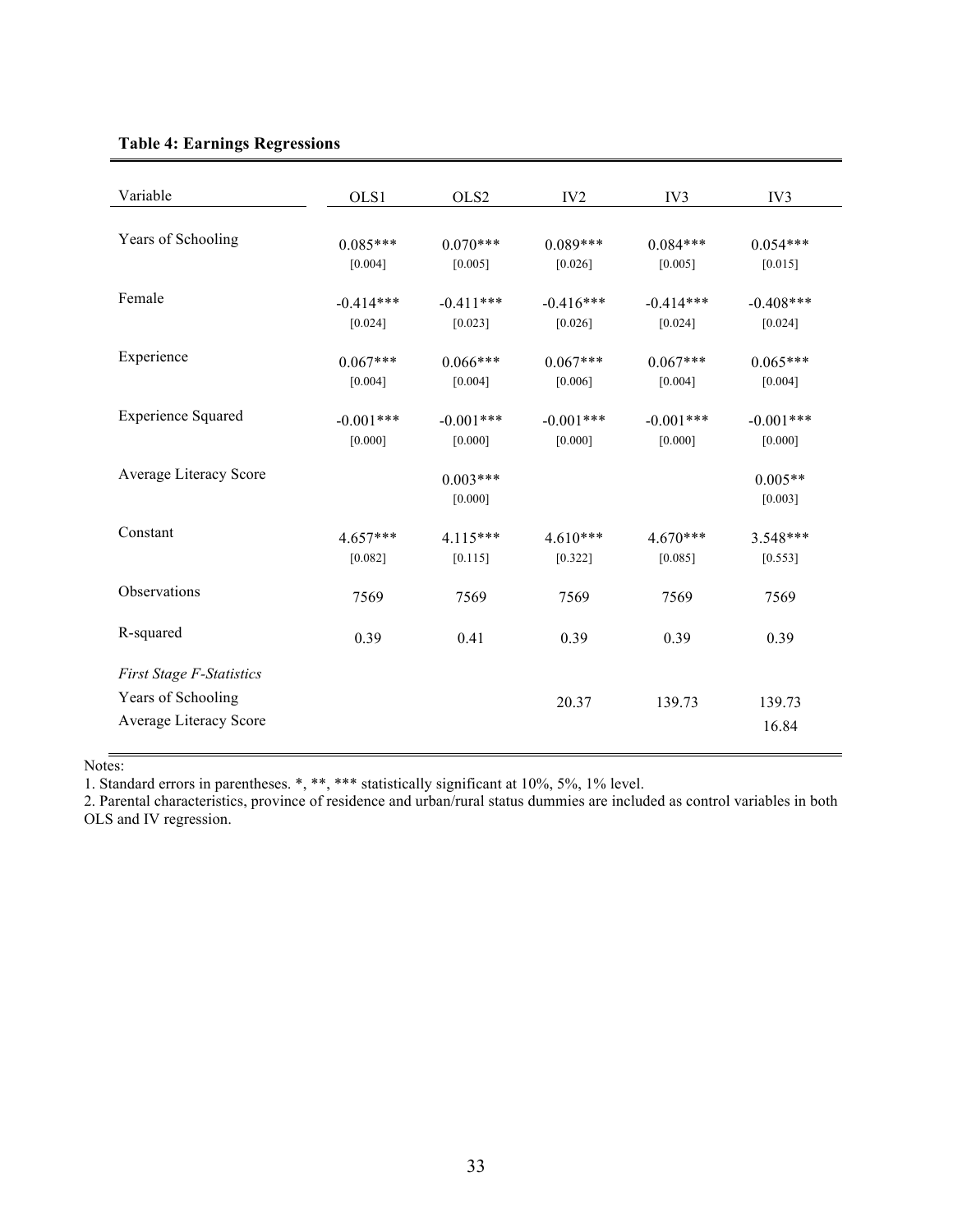**Table 4: Earnings Regressions**

| Variable | OLS1 | OLS2 | IV2 | IV3 | IV3 |
|---|---|---|---|---|---|
| Years of Schooling | 0.085*** | 0.070*** | 0.089*** | 0.084*** | 0.054*** |
| | [0.004] | [0.005] | [0.026] | [0.005] | [0.015] |
| Female | -0.414*** | -0.411*** | -0.416*** | -0.414*** | -0.408*** |
| | [0.024] | [0.023] | [0.026] | [0.024] | [0.024] |
| Experience | 0.067*** | 0.066*** | 0.067*** | 0.067*** | 0.065*** |
| | [0.004] | [0.004] | [0.006] | [0.004] | [0.004] |
| Experience Squared | -0.001*** | -0.001*** | -0.001*** | -0.001*** | -0.001*** |
| | [0.000] | [0.000] | [0.000] | [0.000] | [0.000] |
| Average Literacy Score | | 0.003*** | | | 0.005** |
| | | [0.000] | | | [0.003] |
| Constant | 4.657*** | 4.115*** | 4.610*** | 4.670*** | 3.548*** |
| | [0.082] | [0.115] | [0.322] | [0.085] | [0.553] |
| Observations | 7569 | 7569 | 7569 | 7569 | 7569 |
| R-squared | 0.39 | 0.41 | 0.39 | 0.39 | 0.39 |
| *First Stage F-Statistics* | | | | | |
| Years of Schooling | | | 20.37 | 139.73 | 139.73 |
| Average Literacy Score | | | | | 16.84 |

Notes:

1. Standard errors in parentheses. *, **, *** statistically significant at 10%, 5%, 1% level.
2. Parental characteristics, province of residence and urban/rural status dummies are included as control variables in both OLS and IV regression.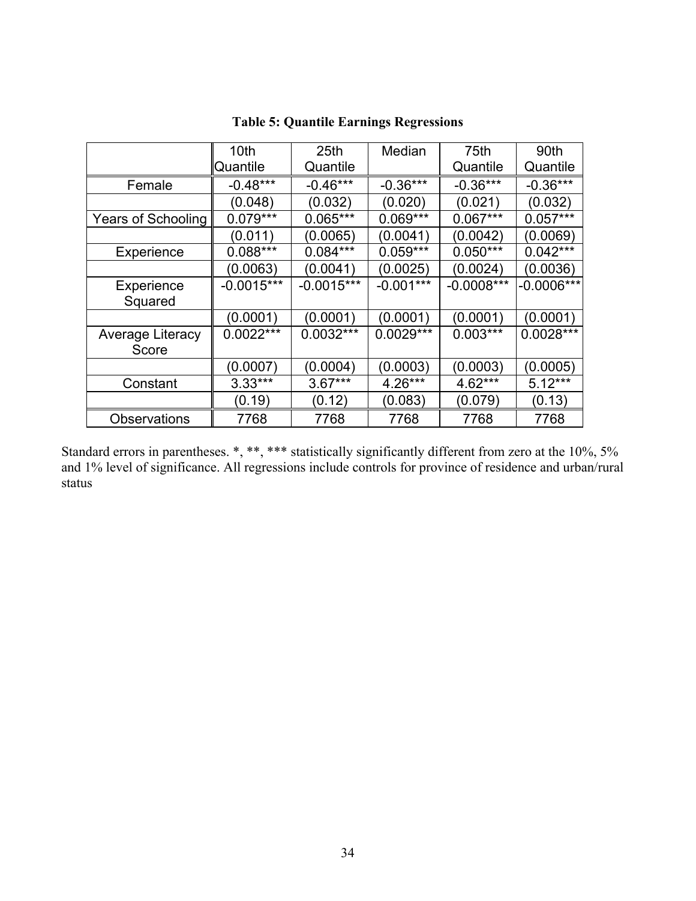**Table 5: Quantile Earnings Regressions**

| | 10th Quantile | 25th Quantile | Median | 75th Quantile | 90th Quantile |
|---|---|---|---|---|---|
| Female | -0.48*** | -0.46*** | -0.36*** | -0.36*** | -0.36*** |
| | (0.048) | (0.032) | (0.020) | (0.021) | (0.032) |
| Years of Schooling | 0.079*** | 0.065*** | 0.069*** | 0.067*** | 0.057*** |
| | (0.011) | (0.0065) | (0.0041) | (0.0042) | (0.0069) |
| Experience | 0.088*** | 0.084*** | 0.059*** | 0.050*** | 0.042*** |
| | (0.0063) | (0.0041) | (0.0025) | (0.0024) | (0.0036) |
| Experience Squared | -0.0015*** | -0.0015*** | -0.001*** | -0.0008*** | -0.0006*** |
| | (0.0001) | (0.0001) | (0.0001) | (0.0001) | (0.0001) |
| Average Literacy Score | 0.0022*** | 0.0032*** | 0.0029*** | 0.003*** | 0.0028*** |
| | (0.0007) | (0.0004) | (0.0003) | (0.0003) | (0.0005) |
| Constant | 3.33*** | 3.67*** | 4.26*** | 4.62*** | 5.12*** |
| | (0.19) | (0.12) | (0.083) | (0.079) | (0.13) |
| Observations | 7768 | 7768 | 7768 | 7768 | 7768 |

Standard errors in parentheses. *, **, *** statistically significantly different from zero at the 10%, 5% and 1% level of significance. All regressions include controls for province of residence and urban/rural status